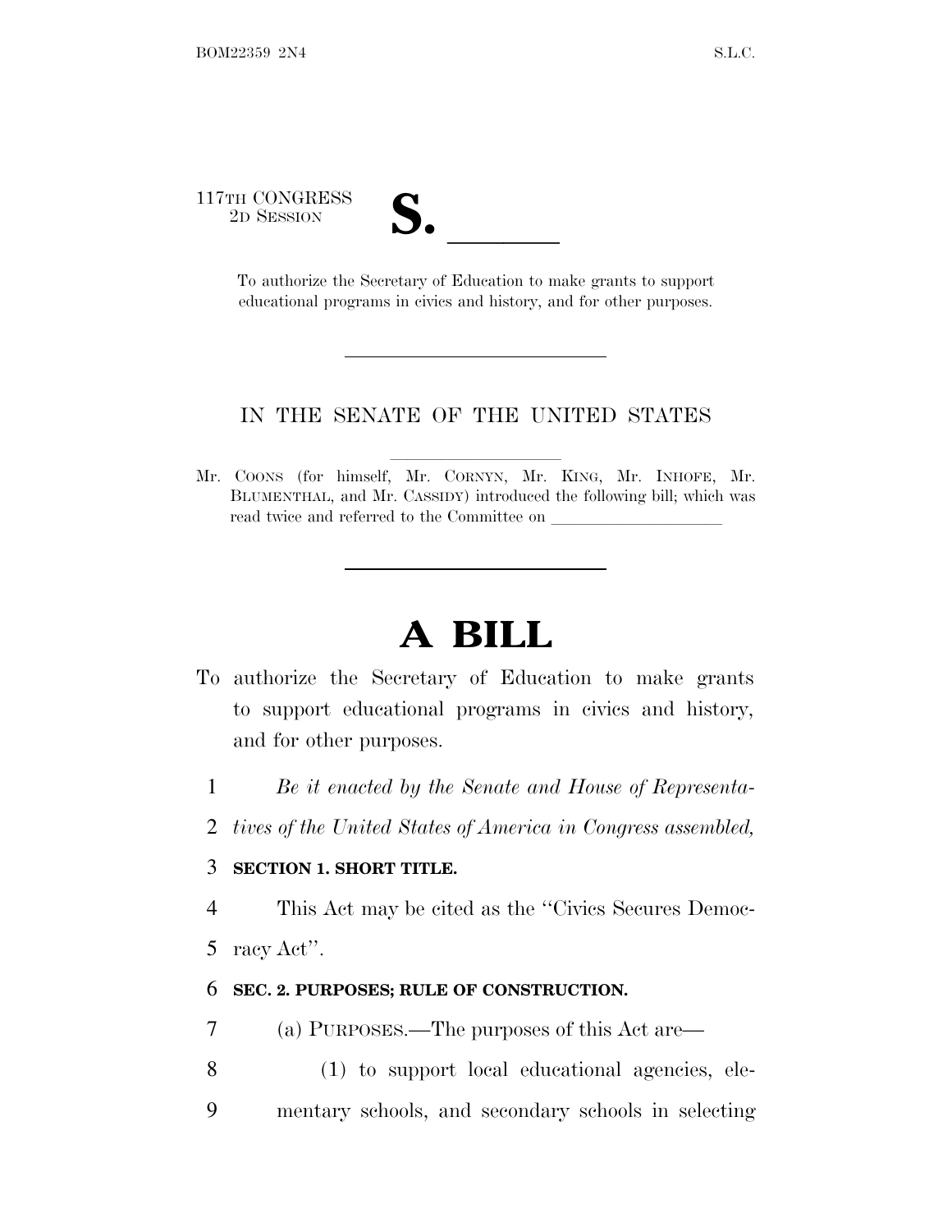117TH CONGRESS
2D SESSION

# S. ______

To authorize the Secretary of Education to make grants to support educational programs in civics and history, and for other purposes.

---

IN THE SENATE OF THE UNITED STATES

Mr. COONS (for himself, Mr. CORNYN, Mr. KING, Mr. INHOFE, Mr. BLUMENTHAL, and Mr. CASSIDY) introduced the following bill; which was read twice and referred to the Committee on ____________________

---

# A BILL

To authorize the Secretary of Education to make grants to support educational programs in civics and history, and for other purposes.

1 *Be it enacted by the Senate and House of Representa-*
2 *tives of the United States of America in Congress assembled,*

3 **SECTION 1. SHORT TITLE.**

4 This Act may be cited as the "Civics Secures Democ-
5 racy Act".

6 **SEC. 2. PURPOSES; RULE OF CONSTRUCTION.**

7 (a) PURPOSES.—The purposes of this Act are—
8 (1) to support local educational agencies, ele-
9 mentary schools, and secondary schools in selecting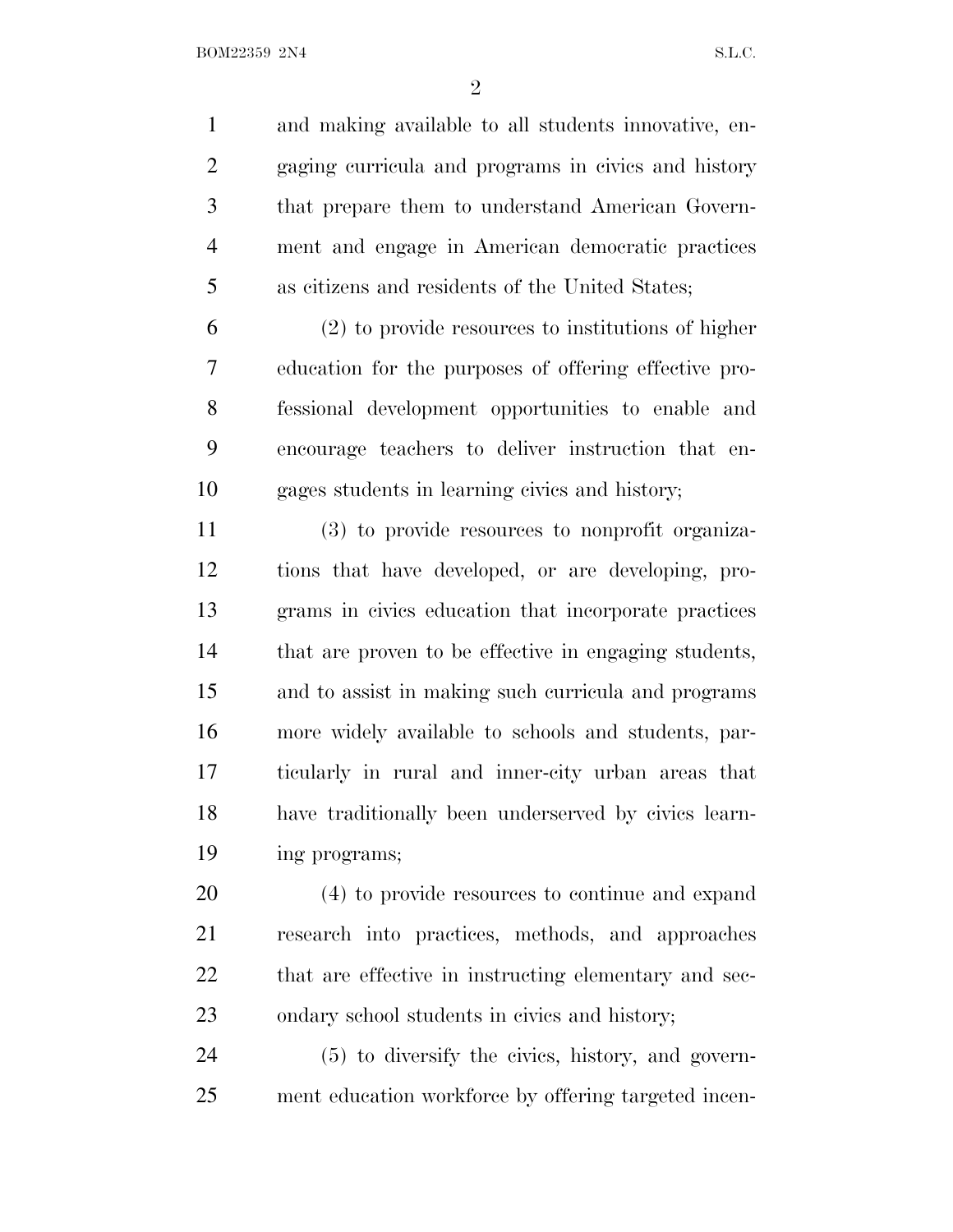and making available to all students innovative, engaging curricula and programs in civics and history that prepare them to understand American Government and engage in American democratic practices as citizens and residents of the United States;

(2) to provide resources to institutions of higher education for the purposes of offering effective professional development opportunities to enable and encourage teachers to deliver instruction that engages students in learning civics and history;

(3) to provide resources to nonprofit organizations that have developed, or are developing, programs in civics education that incorporate practices that are proven to be effective in engaging students, and to assist in making such curricula and programs more widely available to schools and students, particularly in rural and inner-city urban areas that have traditionally been underserved by civics learning programs;

(4) to provide resources to continue and expand research into practices, methods, and approaches that are effective in instructing elementary and secondary school students in civics and history;

(5) to diversify the civics, history, and government education workforce by offering targeted incen-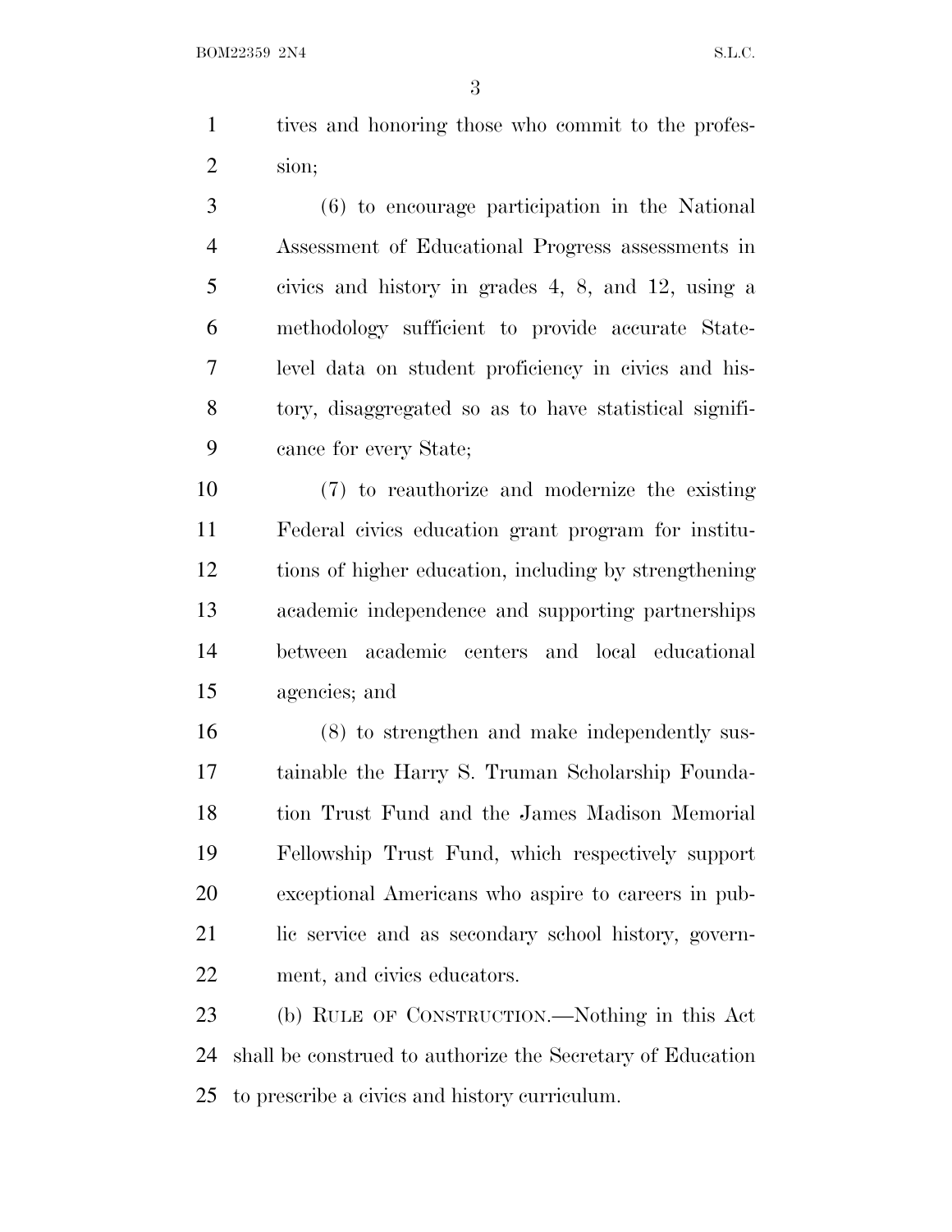tives and honoring those who commit to the profession;

(6) to encourage participation in the National Assessment of Educational Progress assessments in civics and history in grades 4, 8, and 12, using a methodology sufficient to provide accurate State-level data on student proficiency in civics and history, disaggregated so as to have statistical significance for every State;

(7) to reauthorize and modernize the existing Federal civics education grant program for institutions of higher education, including by strengthening academic independence and supporting partnerships between academic centers and local educational agencies; and

(8) to strengthen and make independently sustainable the Harry S. Truman Scholarship Foundation Trust Fund and the James Madison Memorial Fellowship Trust Fund, which respectively support exceptional Americans who aspire to careers in public service and as secondary school history, government, and civics educators.

(b) RULE OF CONSTRUCTION.—Nothing in this Act shall be construed to authorize the Secretary of Education to prescribe a civics and history curriculum.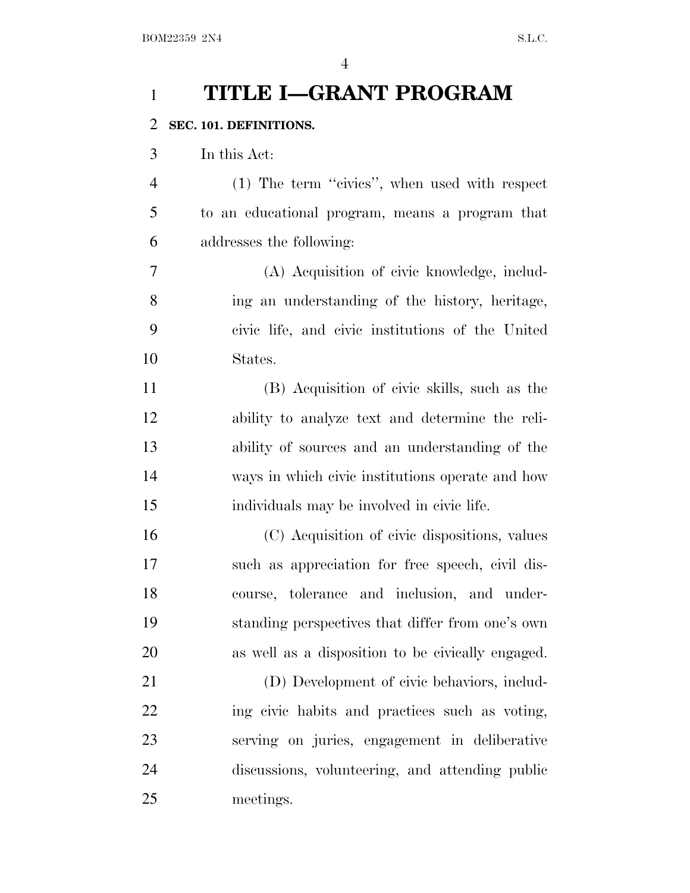# TITLE I—GRANT PROGRAM

## SEC. 101. DEFINITIONS.

In this Act:

(1) The term ''civics'', when used with respect to an educational program, means a program that addresses the following:

(A) Acquisition of civic knowledge, including an understanding of the history, heritage, civic life, and civic institutions of the United States.

(B) Acquisition of civic skills, such as the ability to analyze text and determine the reliability of sources and an understanding of the ways in which civic institutions operate and how individuals may be involved in civic life.

(C) Acquisition of civic dispositions, values such as appreciation for free speech, civil discourse, tolerance and inclusion, and understanding perspectives that differ from one's own as well as a disposition to be civically engaged.

(D) Development of civic behaviors, including civic habits and practices such as voting, serving on juries, engagement in deliberative discussions, volunteering, and attending public meetings.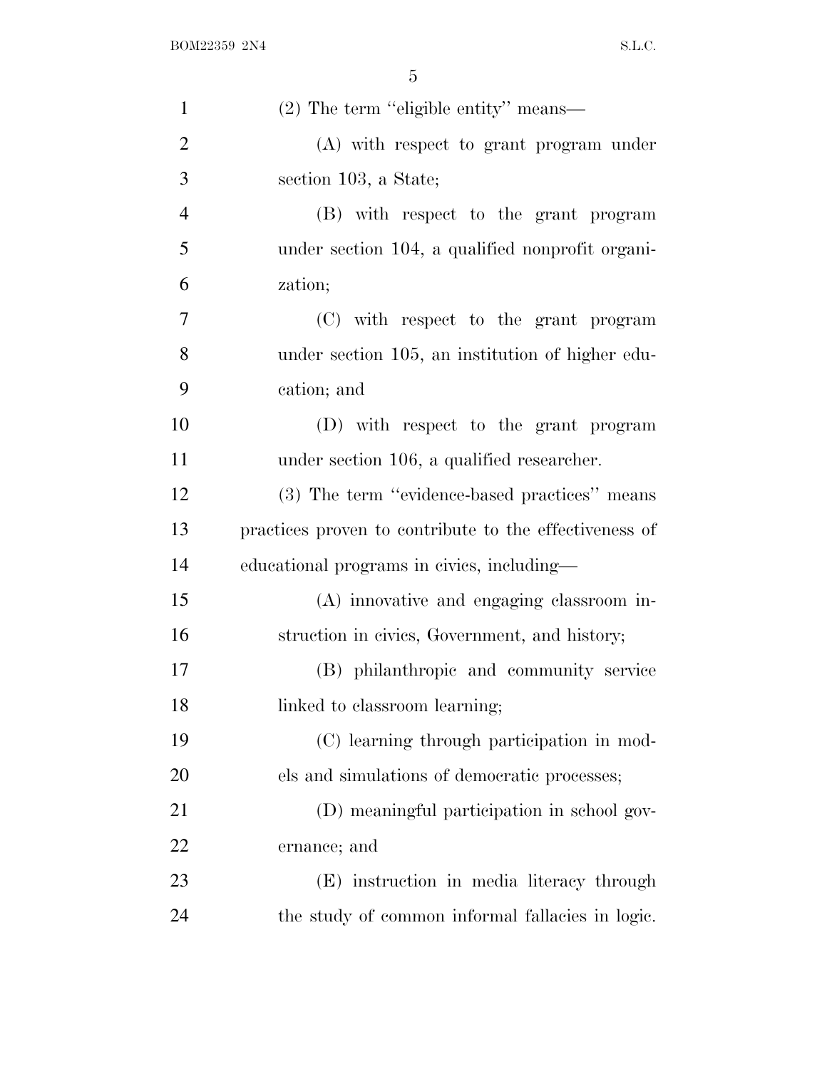(2) The term ''eligible entity'' means—

(A) with respect to grant program under section 103, a State;

(B) with respect to the grant program under section 104, a qualified nonprofit organization;

(C) with respect to the grant program under section 105, an institution of higher education; and

(D) with respect to the grant program under section 106, a qualified researcher.

(3) The term ''evidence-based practices'' means practices proven to contribute to the effectiveness of educational programs in civics, including—

(A) innovative and engaging classroom instruction in civics, Government, and history;

(B) philanthropic and community service linked to classroom learning;

(C) learning through participation in models and simulations of democratic processes;

(D) meaningful participation in school governance; and

(E) instruction in media literacy through the study of common informal fallacies in logic.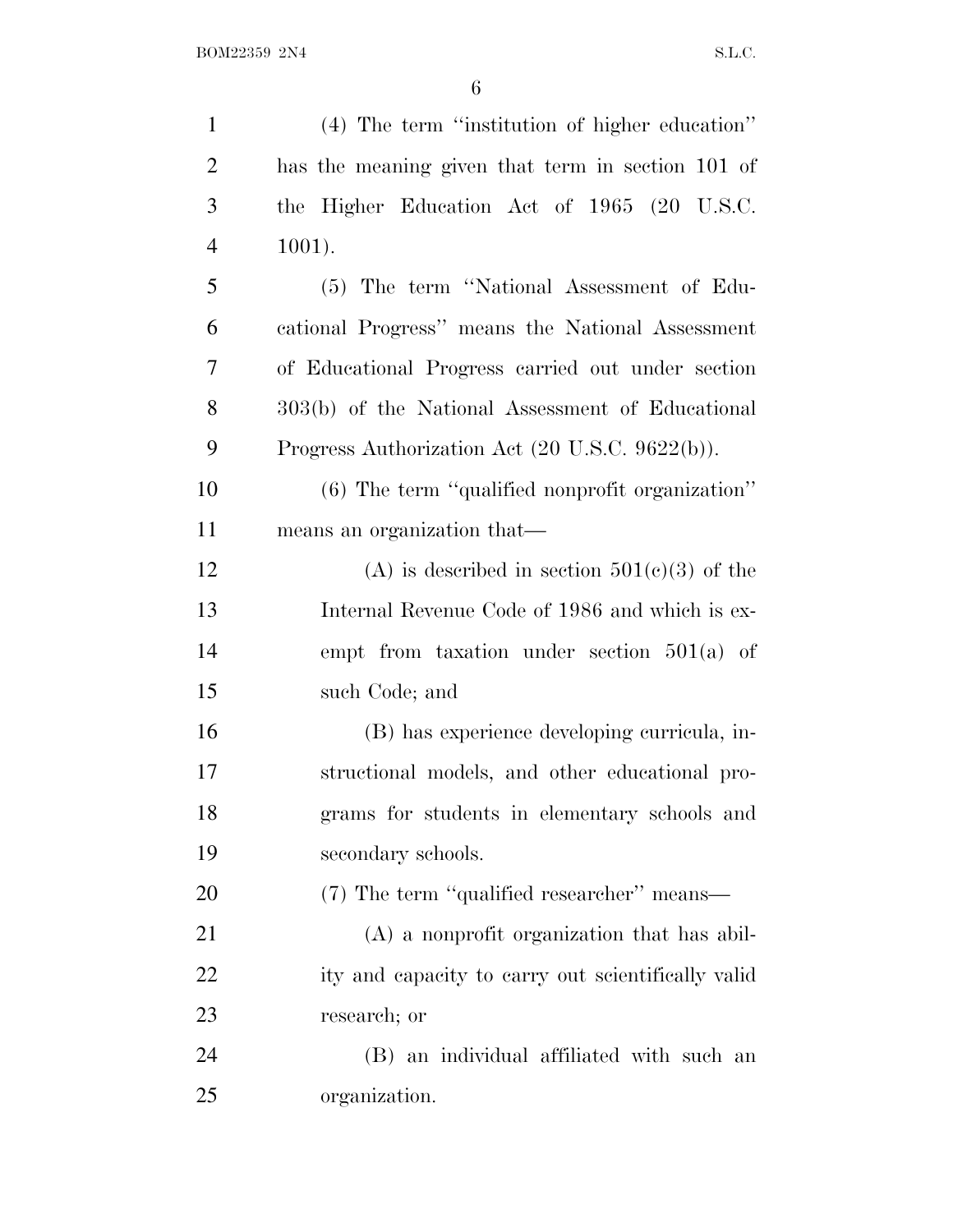(4) The term ''institution of higher education'' has the meaning given that term in section 101 of the Higher Education Act of 1965 (20 U.S.C. 1001).

(5) The term ''National Assessment of Educational Progress'' means the National Assessment of Educational Progress carried out under section 303(b) of the National Assessment of Educational Progress Authorization Act (20 U.S.C. 9622(b)).

(6) The term ''qualified nonprofit organization'' means an organization that—

(A) is described in section 501(c)(3) of the Internal Revenue Code of 1986 and which is exempt from taxation under section 501(a) of such Code; and

(B) has experience developing curricula, instructional models, and other educational programs for students in elementary schools and secondary schools.

(7) The term ''qualified researcher'' means—

(A) a nonprofit organization that has ability and capacity to carry out scientifically valid research; or

(B) an individual affiliated with such an organization.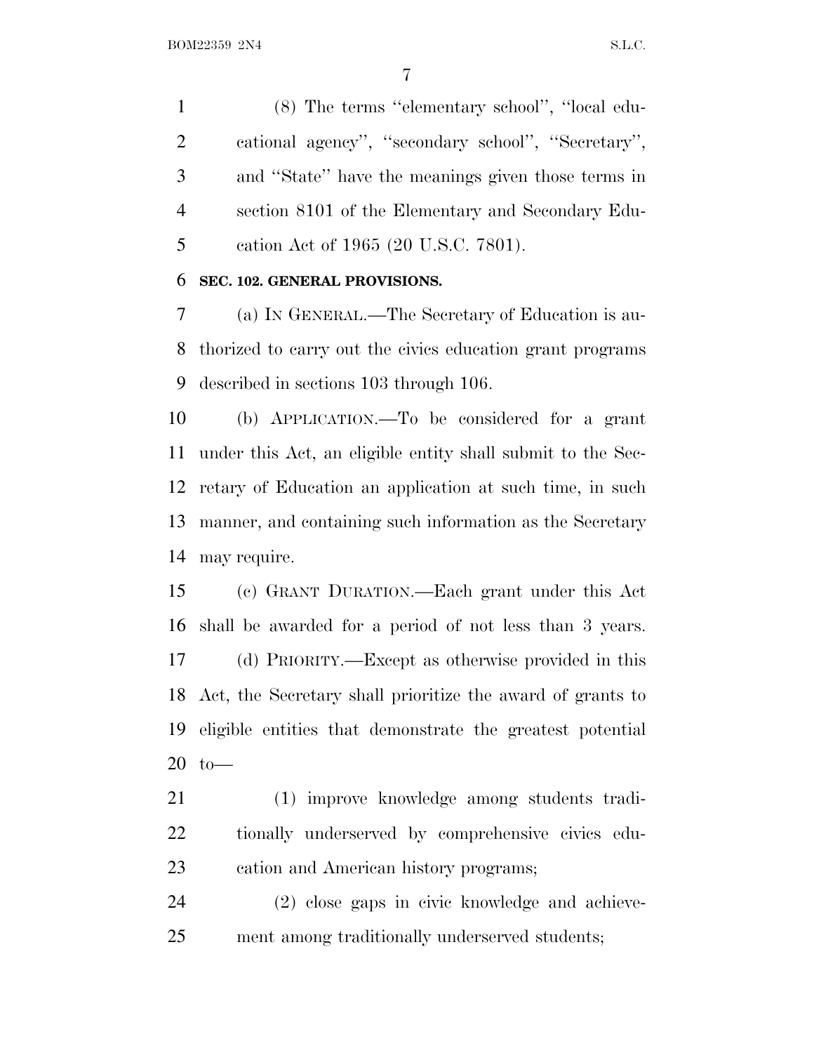(8) The terms "elementary school", "local educational agency", "secondary school", "Secretary", and "State" have the meanings given those terms in section 8101 of the Elementary and Secondary Education Act of 1965 (20 U.S.C. 7801).

**SEC. 102. GENERAL PROVISIONS.**

(a) IN GENERAL.—The Secretary of Education is authorized to carry out the civics education grant programs described in sections 103 through 106.

(b) APPLICATION.—To be considered for a grant under this Act, an eligible entity shall submit to the Secretary of Education an application at such time, in such manner, and containing such information as the Secretary may require.

(c) GRANT DURATION.—Each grant under this Act shall be awarded for a period of not less than 3 years.

(d) PRIORITY.—Except as otherwise provided in this Act, the Secretary shall prioritize the award of grants to eligible entities that demonstrate the greatest potential to—

(1) improve knowledge among students traditionally underserved by comprehensive civics education and American history programs;

(2) close gaps in civic knowledge and achievement among traditionally underserved students;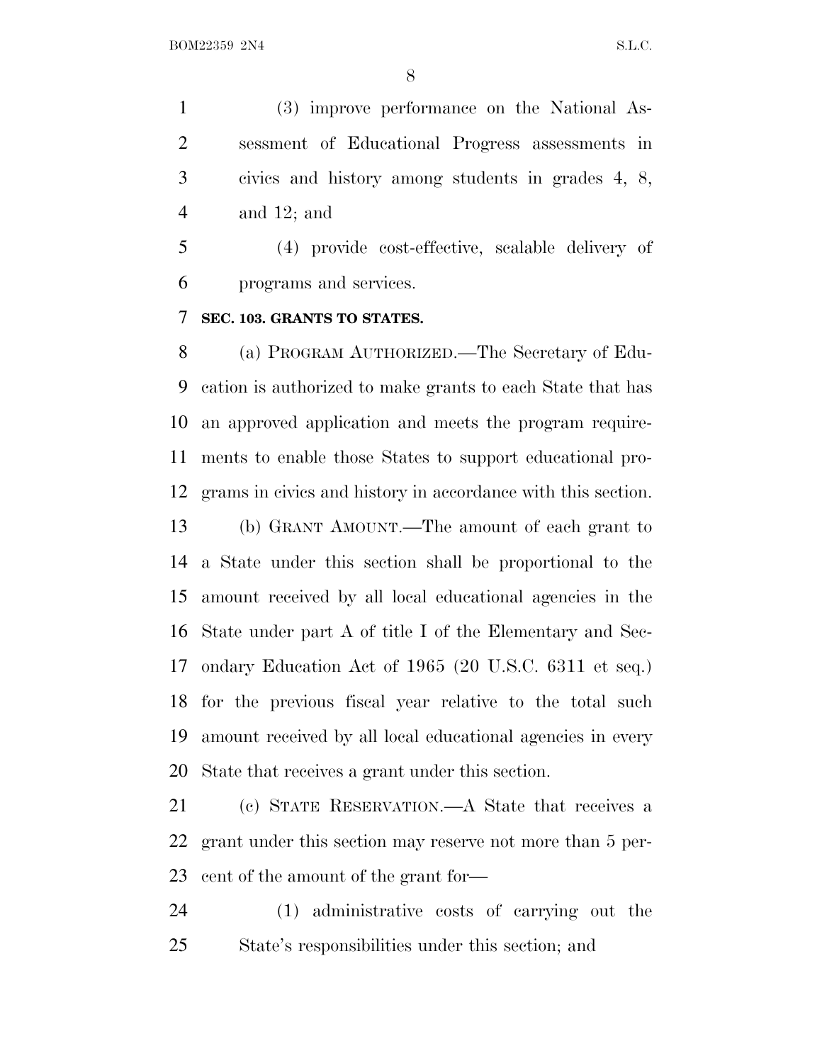(3) improve performance on the National Assessment of Educational Progress assessments in civics and history among students in grades 4, 8, and 12; and

(4) provide cost-effective, scalable delivery of programs and services.

**SEC. 103. GRANTS TO STATES.**

(a) PROGRAM AUTHORIZED.—The Secretary of Education is authorized to make grants to each State that has an approved application and meets the program requirements to enable those States to support educational programs in civics and history in accordance with this section.

(b) GRANT AMOUNT.—The amount of each grant to a State under this section shall be proportional to the amount received by all local educational agencies in the State under part A of title I of the Elementary and Secondary Education Act of 1965 (20 U.S.C. 6311 et seq.) for the previous fiscal year relative to the total such amount received by all local educational agencies in every State that receives a grant under this section.

(c) STATE RESERVATION.—A State that receives a grant under this section may reserve not more than 5 percent of the amount of the grant for—

(1) administrative costs of carrying out the State's responsibilities under this section; and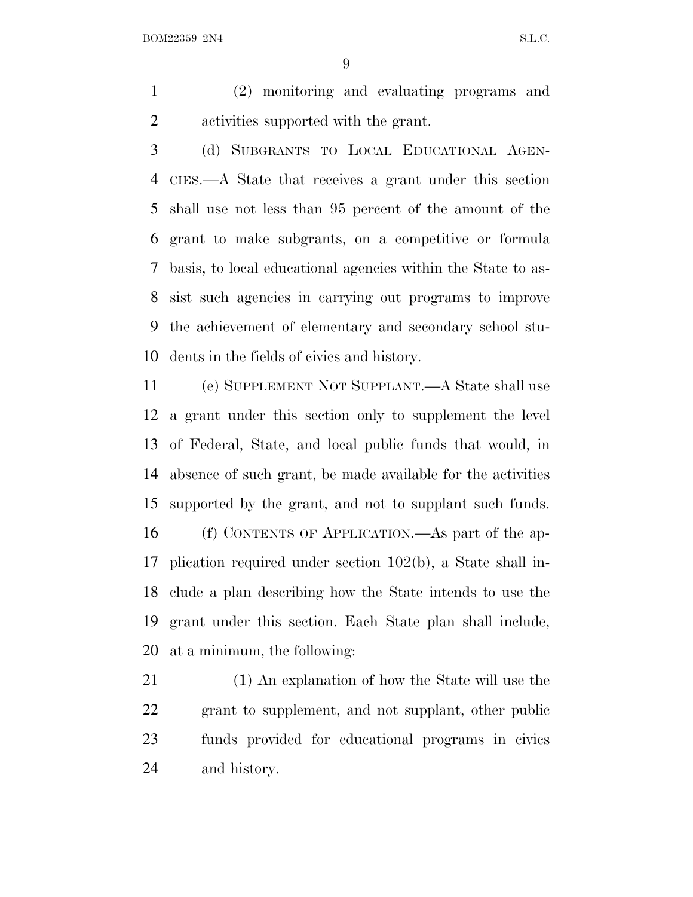(2) monitoring and evaluating programs and activities supported with the grant.

(d) SUBGRANTS TO LOCAL EDUCATIONAL AGENCIES.—A State that receives a grant under this section shall use not less than 95 percent of the amount of the grant to make subgrants, on a competitive or formula basis, to local educational agencies within the State to assist such agencies in carrying out programs to improve the achievement of elementary and secondary school students in the fields of civics and history.

(e) SUPPLEMENT NOT SUPPLANT.—A State shall use a grant under this section only to supplement the level of Federal, State, and local public funds that would, in absence of such grant, be made available for the activities supported by the grant, and not to supplant such funds.

(f) CONTENTS OF APPLICATION.—As part of the application required under section 102(b), a State shall include a plan describing how the State intends to use the grant under this section. Each State plan shall include, at a minimum, the following:

(1) An explanation of how the State will use the grant to supplement, and not supplant, other public funds provided for educational programs in civics and history.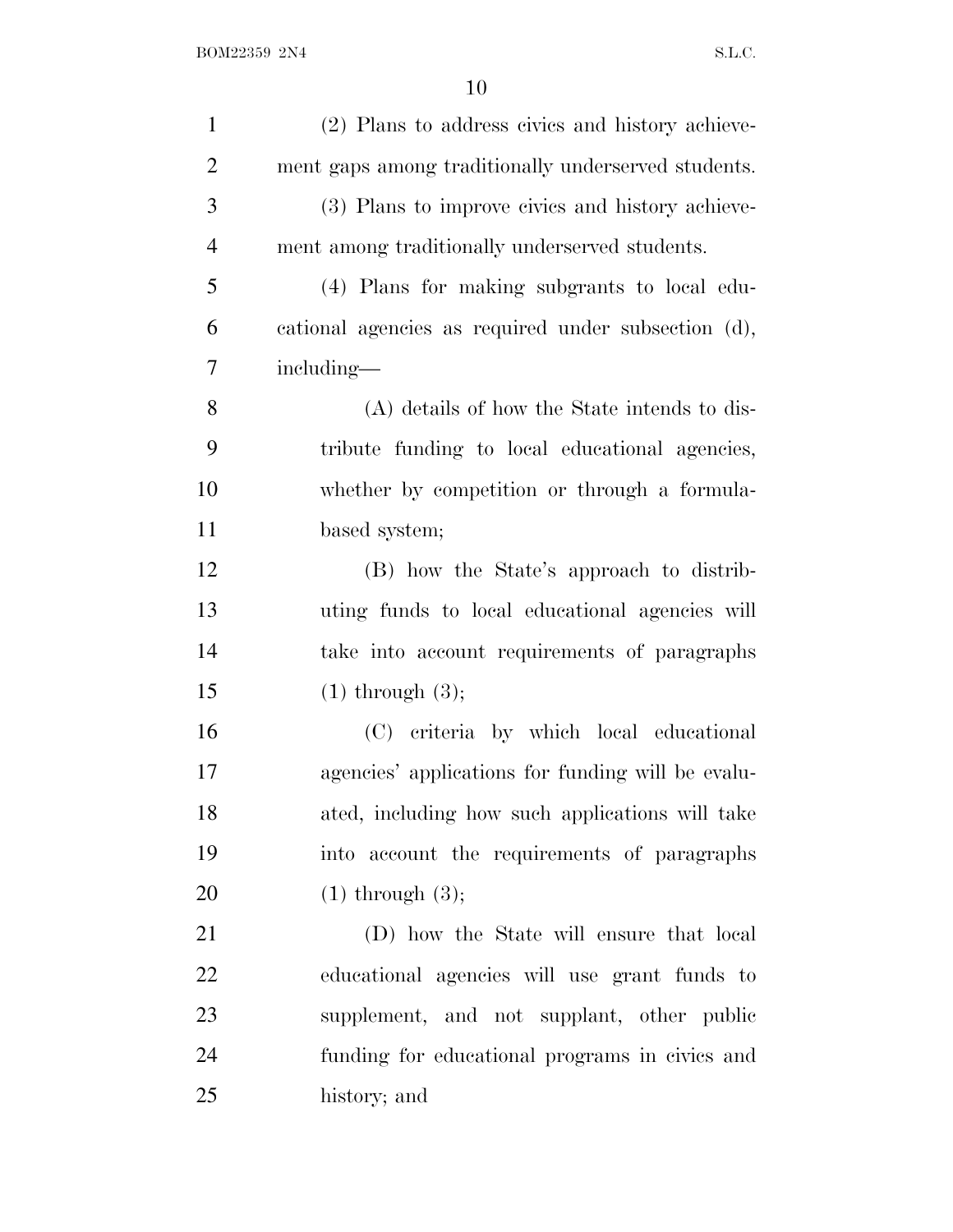(2) Plans to address civics and history achievement gaps among traditionally underserved students.

(3) Plans to improve civics and history achievement among traditionally underserved students.

(4) Plans for making subgrants to local educational agencies as required under subsection (d), including—

(A) details of how the State intends to distribute funding to local educational agencies, whether by competition or through a formula-based system;

(B) how the State's approach to distributing funds to local educational agencies will take into account requirements of paragraphs (1) through (3);

(C) criteria by which local educational agencies' applications for funding will be evaluated, including how such applications will take into account the requirements of paragraphs (1) through (3);

(D) how the State will ensure that local educational agencies will use grant funds to supplement, and not supplant, other public funding for educational programs in civics and history; and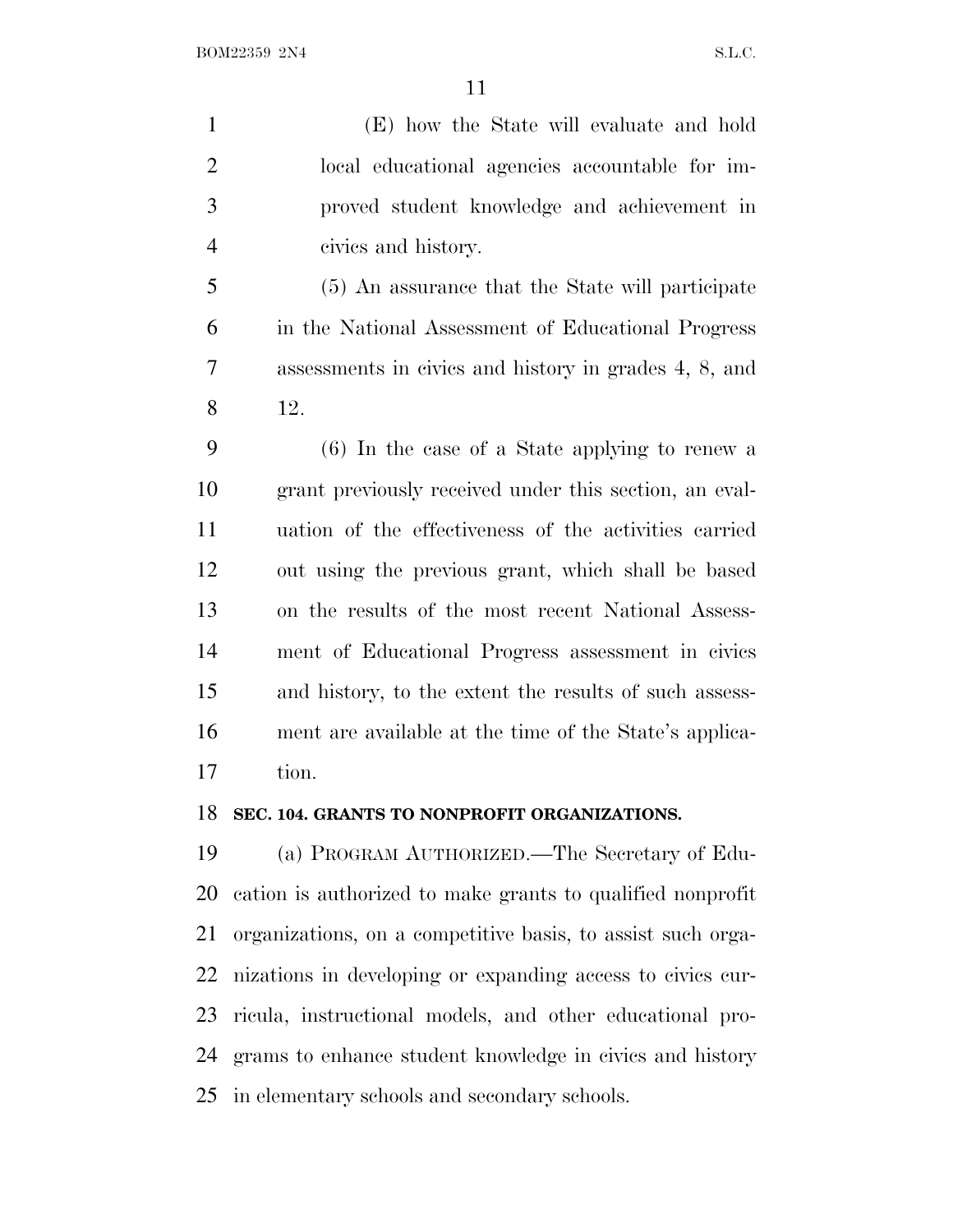(E) how the State will evaluate and hold local educational agencies accountable for improved student knowledge and achievement in civics and history.

(5) An assurance that the State will participate in the National Assessment of Educational Progress assessments in civics and history in grades 4, 8, and 12.

(6) In the case of a State applying to renew a grant previously received under this section, an evaluation of the effectiveness of the activities carried out using the previous grant, which shall be based on the results of the most recent National Assessment of Educational Progress assessment in civics and history, to the extent the results of such assessment are available at the time of the State's application.

**SEC. 104. GRANTS TO NONPROFIT ORGANIZATIONS.**

(a) PROGRAM AUTHORIZED.—The Secretary of Education is authorized to make grants to qualified nonprofit organizations, on a competitive basis, to assist such organizations in developing or expanding access to civics curricula, instructional models, and other educational programs to enhance student knowledge in civics and history in elementary schools and secondary schools.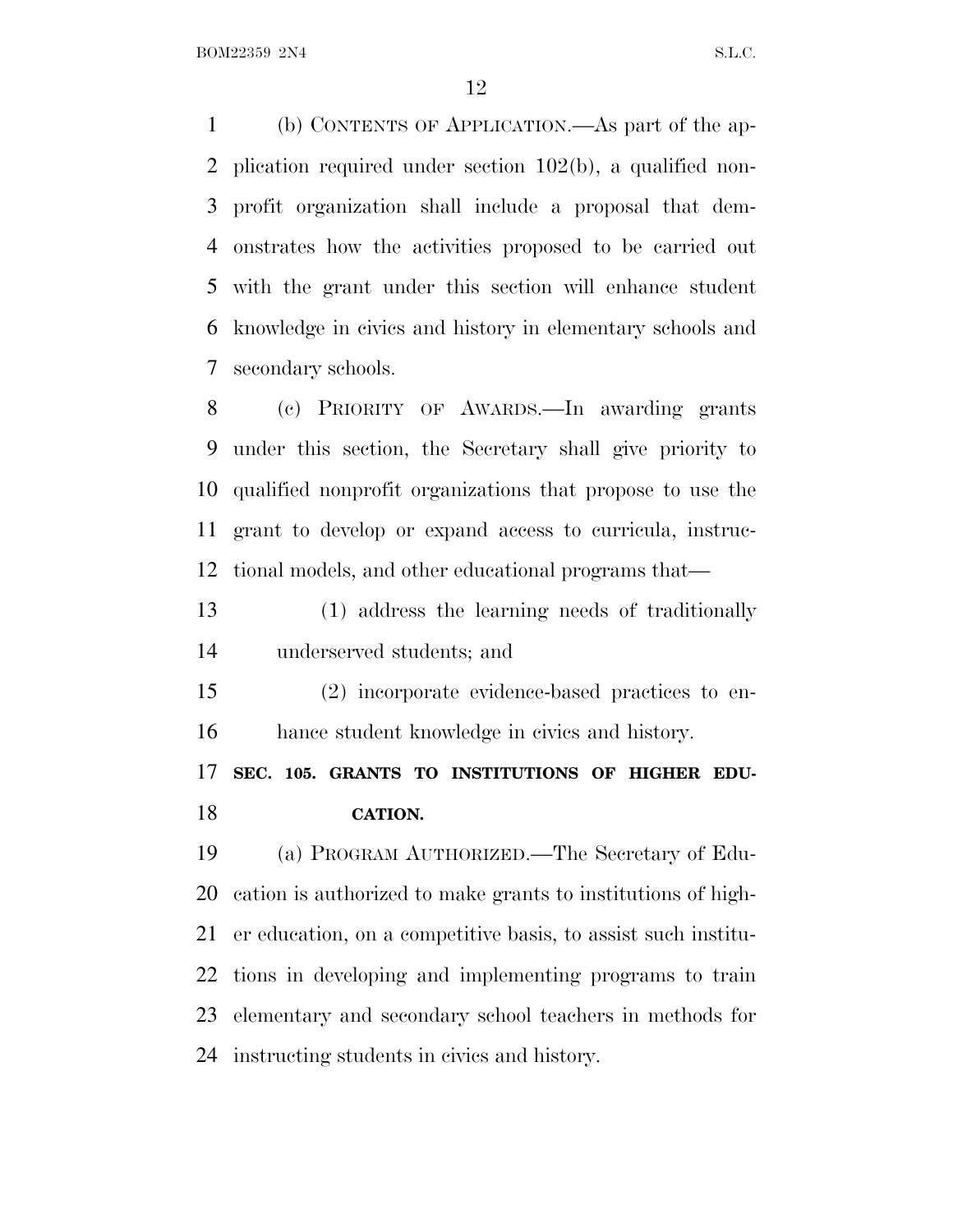(b) CONTENTS OF APPLICATION.—As part of the application required under section 102(b), a qualified nonprofit organization shall include a proposal that demonstrates how the activities proposed to be carried out with the grant under this section will enhance student knowledge in civics and history in elementary schools and secondary schools.

(c) PRIORITY OF AWARDS.—In awarding grants under this section, the Secretary shall give priority to qualified nonprofit organizations that propose to use the grant to develop or expand access to curricula, instructional models, and other educational programs that—

(1) address the learning needs of traditionally underserved students; and

(2) incorporate evidence-based practices to enhance student knowledge in civics and history.

**SEC. 105. GRANTS TO INSTITUTIONS OF HIGHER EDUCATION.**

(a) PROGRAM AUTHORIZED.—The Secretary of Education is authorized to make grants to institutions of higher education, on a competitive basis, to assist such institutions in developing and implementing programs to train elementary and secondary school teachers in methods for instructing students in civics and history.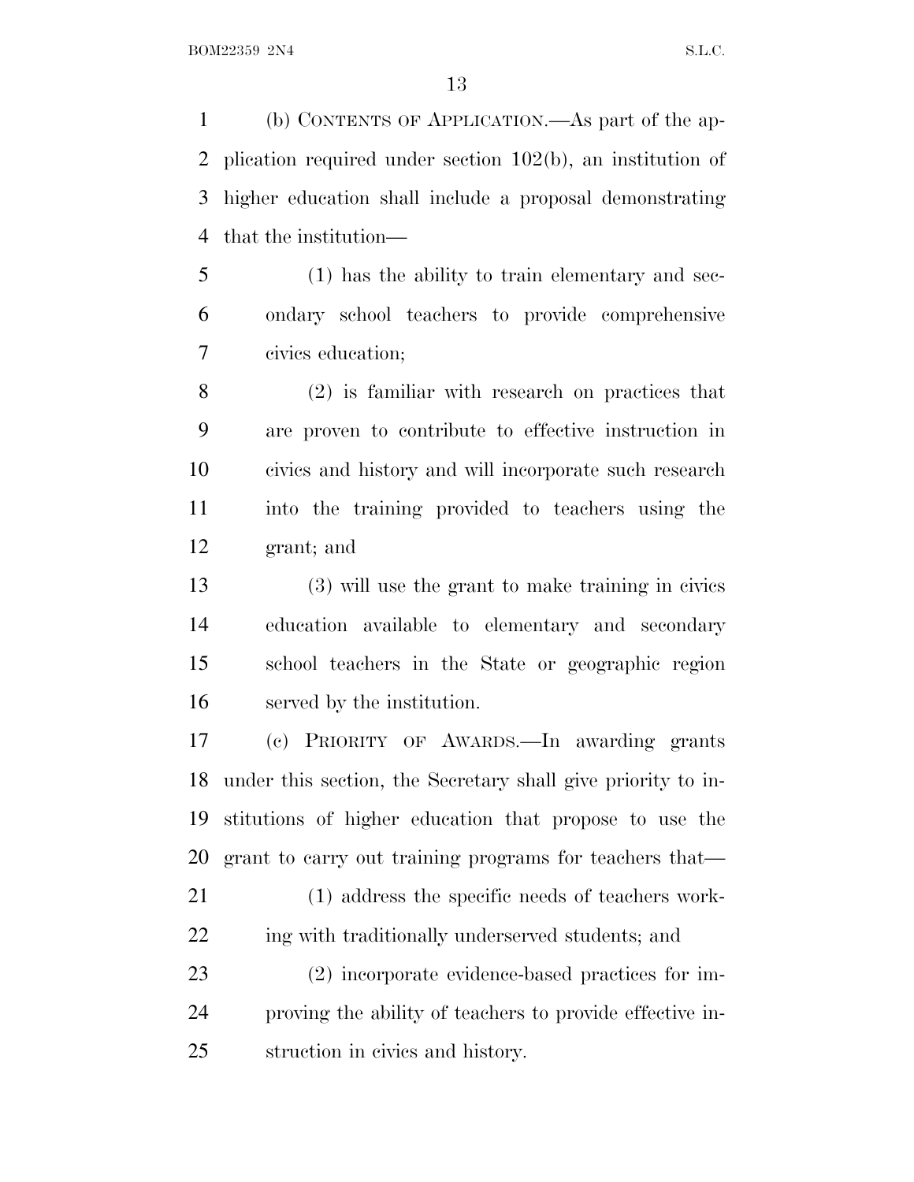(b) CONTENTS OF APPLICATION.—As part of the application required under section 102(b), an institution of higher education shall include a proposal demonstrating that the institution—

(1) has the ability to train elementary and secondary school teachers to provide comprehensive civics education;

(2) is familiar with research on practices that are proven to contribute to effective instruction in civics and history and will incorporate such research into the training provided to teachers using the grant; and

(3) will use the grant to make training in civics education available to elementary and secondary school teachers in the State or geographic region served by the institution.

(c) PRIORITY OF AWARDS.—In awarding grants under this section, the Secretary shall give priority to institutions of higher education that propose to use the grant to carry out training programs for teachers that—

(1) address the specific needs of teachers working with traditionally underserved students; and

(2) incorporate evidence-based practices for improving the ability of teachers to provide effective instruction in civics and history.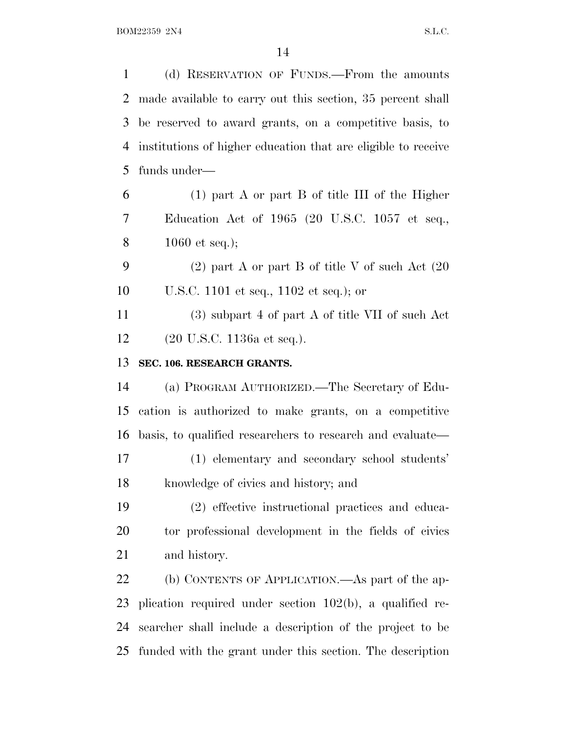(d) RESERVATION OF FUNDS.—From the amounts made available to carry out this section, 35 percent shall be reserved to award grants, on a competitive basis, to institutions of higher education that are eligible to receive funds under—

(1) part A or part B of title III of the Higher Education Act of 1965 (20 U.S.C. 1057 et seq., 1060 et seq.);

(2) part A or part B of title V of such Act (20 U.S.C. 1101 et seq., 1102 et seq.); or

(3) subpart 4 of part A of title VII of such Act (20 U.S.C. 1136a et seq.).

### SEC. 106. RESEARCH GRANTS.

(a) PROGRAM AUTHORIZED.—The Secretary of Education is authorized to make grants, on a competitive basis, to qualified researchers to research and evaluate—

(1) elementary and secondary school students' knowledge of civics and history; and

(2) effective instructional practices and educator professional development in the fields of civics and history.

(b) CONTENTS OF APPLICATION.—As part of the application required under section 102(b), a qualified researcher shall include a description of the project to be funded with the grant under this section. The description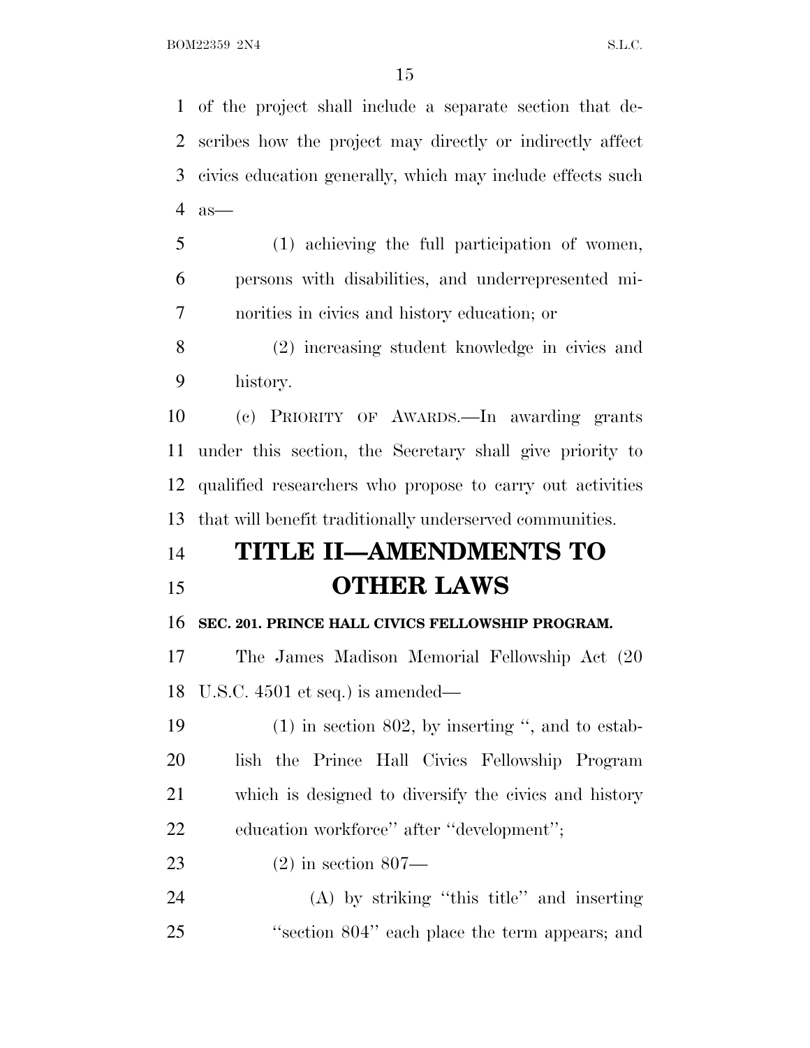of the project shall include a separate section that describes how the project may directly or indirectly affect civics education generally, which may include effects such as—

(1) achieving the full participation of women, persons with disabilities, and underrepresented minorities in civics and history education; or

(2) increasing student knowledge in civics and history.

(c) PRIORITY OF AWARDS.—In awarding grants under this section, the Secretary shall give priority to qualified researchers who propose to carry out activities that will benefit traditionally underserved communities.

# TITLE II—AMENDMENTS TO OTHER LAWS

**SEC. 201. PRINCE HALL CIVICS FELLOWSHIP PROGRAM.**

The James Madison Memorial Fellowship Act (20 U.S.C. 4501 et seq.) is amended—

(1) in section 802, by inserting ", and to establish the Prince Hall Civics Fellowship Program which is designed to diversify the civics and history education workforce" after "development";

(2) in section 807—

(A) by striking "this title" and inserting "section 804" each place the term appears; and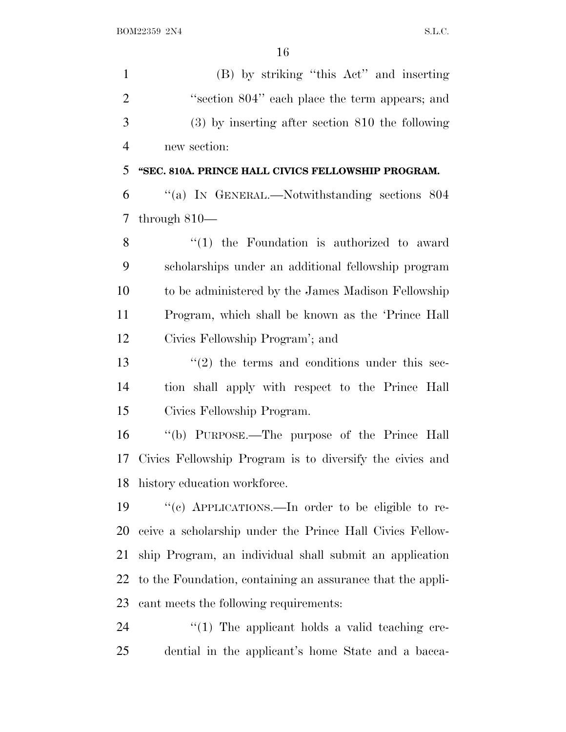(B) by striking ''this Act'' and inserting ''section 804'' each place the term appears; and

(3) by inserting after section 810 the following new section:

**''SEC. 810A. PRINCE HALL CIVICS FELLOWSHIP PROGRAM.**

''(a) IN GENERAL.—Notwithstanding sections 804 through 810—

''(1) the Foundation is authorized to award scholarships under an additional fellowship program to be administered by the James Madison Fellowship Program, which shall be known as the 'Prince Hall Civics Fellowship Program'; and

''(2) the terms and conditions under this section shall apply with respect to the Prince Hall Civics Fellowship Program.

''(b) PURPOSE.—The purpose of the Prince Hall Civics Fellowship Program is to diversify the civics and history education workforce.

''(c) APPLICATIONS.—In order to be eligible to receive a scholarship under the Prince Hall Civics Fellowship Program, an individual shall submit an application to the Foundation, containing an assurance that the applicant meets the following requirements:

''(1) The applicant holds a valid teaching credential in the applicant's home State and a bacca-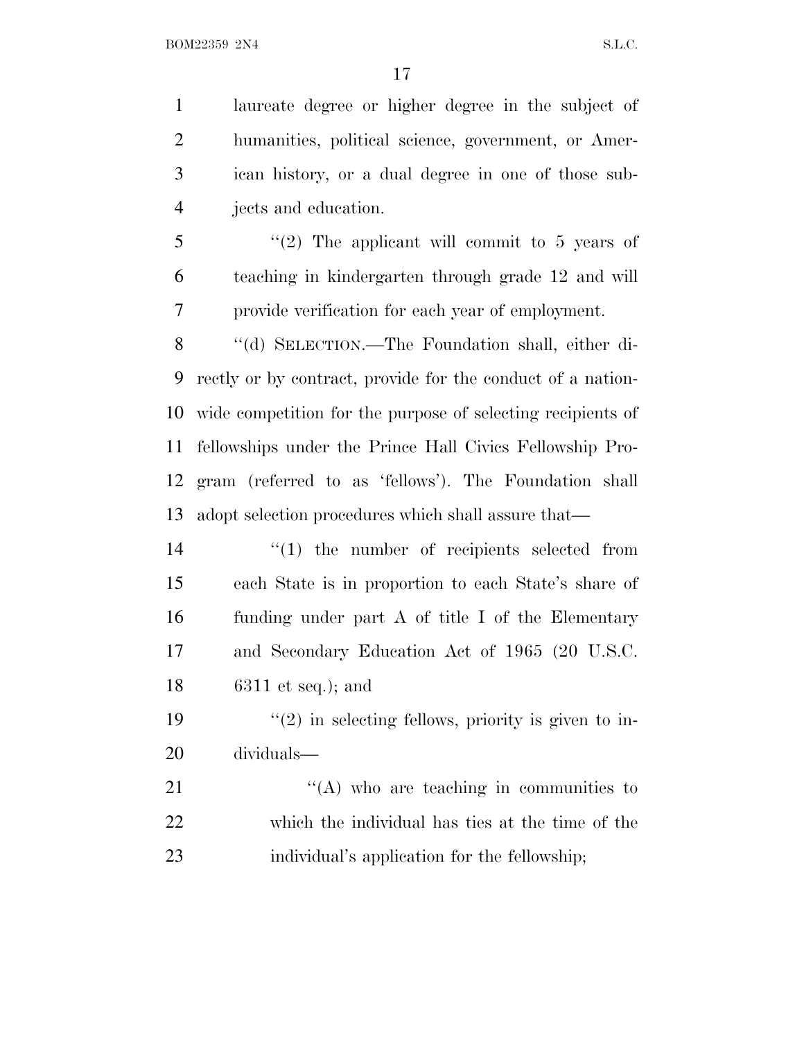laureate degree or higher degree in the subject of humanities, political science, government, or American history, or a dual degree in one of those subjects and education.

"(2) The applicant will commit to 5 years of teaching in kindergarten through grade 12 and will provide verification for each year of employment.

"(d) SELECTION.—The Foundation shall, either directly or by contract, provide for the conduct of a nationwide competition for the purpose of selecting recipients of fellowships under the Prince Hall Civics Fellowship Program (referred to as 'fellows'). The Foundation shall adopt selection procedures which shall assure that—

"(1) the number of recipients selected from each State is in proportion to each State's share of funding under part A of title I of the Elementary and Secondary Education Act of 1965 (20 U.S.C. 6311 et seq.); and

"(2) in selecting fellows, priority is given to individuals—

"(A) who are teaching in communities to which the individual has ties at the time of the individual's application for the fellowship;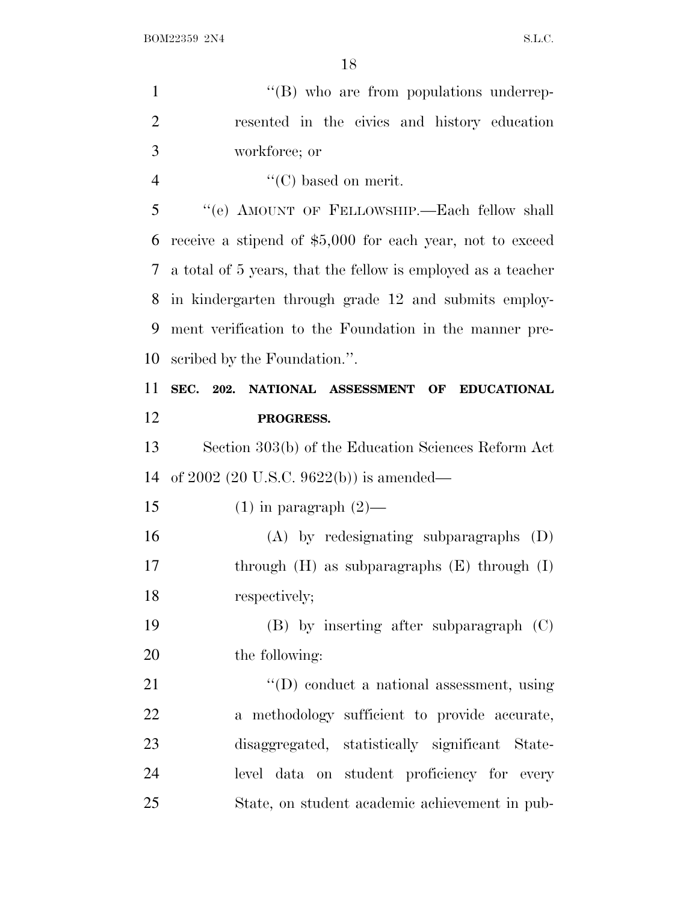''(B) who are from populations underrepresented in the civics and history education workforce; or

''(C) based on merit.

''(e) AMOUNT OF FELLOWSHIP.—Each fellow shall receive a stipend of $5,000 for each year, not to exceed a total of 5 years, that the fellow is employed as a teacher in kindergarten through grade 12 and submits employment verification to the Foundation in the manner prescribed by the Foundation.''.

**SEC. 202. NATIONAL ASSESSMENT OF EDUCATIONAL PROGRESS.**

Section 303(b) of the Education Sciences Reform Act of 2002 (20 U.S.C. 9622(b)) is amended—

(1) in paragraph (2)—

(A) by redesignating subparagraphs (D) through (H) as subparagraphs (E) through (I) respectively;

(B) by inserting after subparagraph (C) the following:

''(D) conduct a national assessment, using a methodology sufficient to provide accurate, disaggregated, statistically significant State-level data on student proficiency for every State, on student academic achievement in pub-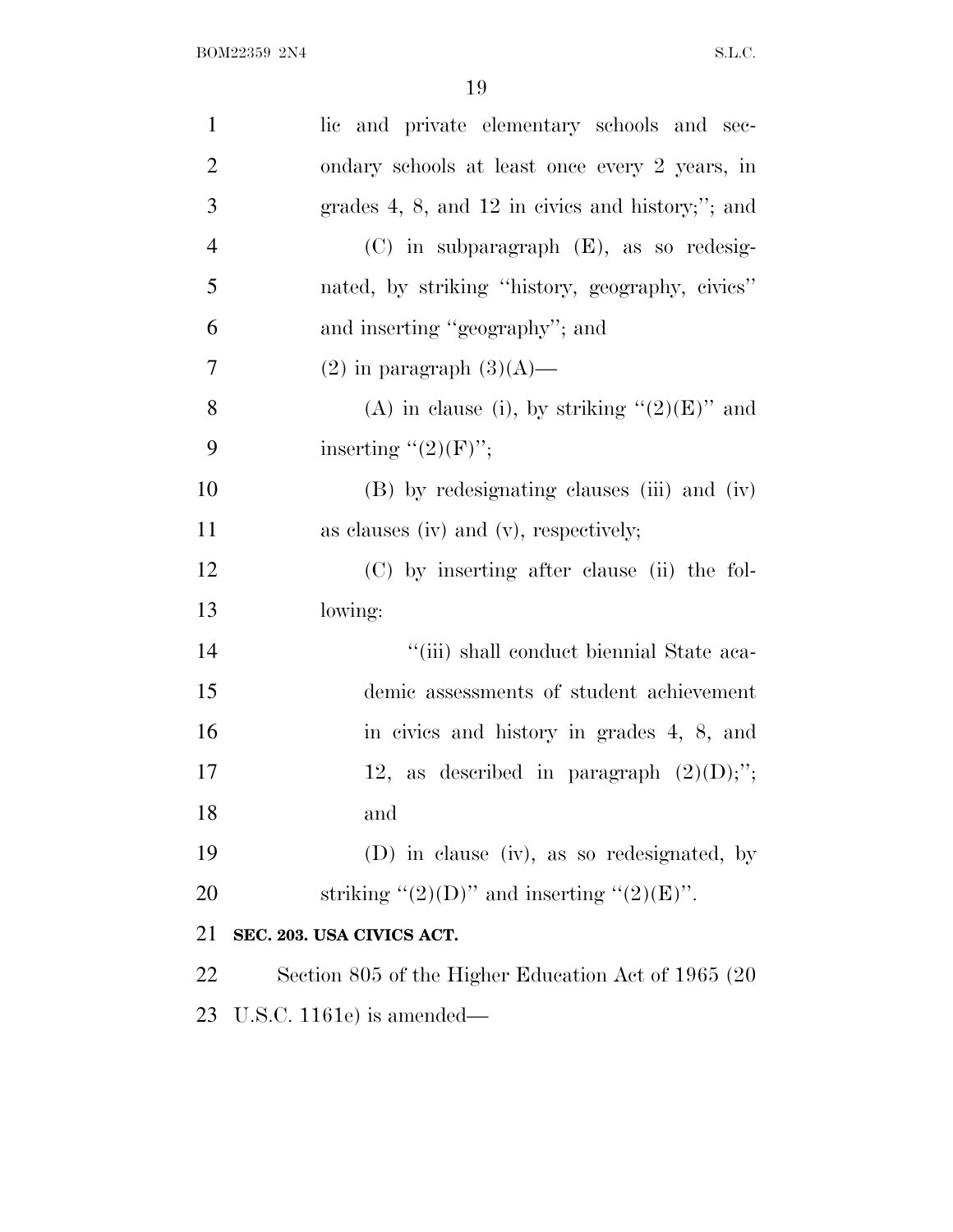lic and private elementary schools and secondary schools at least once every 2 years, in grades 4, 8, and 12 in civics and history;''; and

(C) in subparagraph (E), as so redesignated, by striking ''history, geography, civics'' and inserting ''geography''; and

(2) in paragraph (3)(A)—

(A) in clause (i), by striking ''(2)(E)'' and inserting ''(2)(F)'';

(B) by redesignating clauses (iii) and (iv) as clauses (iv) and (v), respectively;

(C) by inserting after clause (ii) the following:

''(iii) shall conduct biennial State academic assessments of student achievement in civics and history in grades 4, 8, and 12, as described in paragraph (2)(D);''; and

(D) in clause (iv), as so redesignated, by striking ''(2)(D)'' and inserting ''(2)(E)''.

**SEC. 203. USA CIVICS ACT.**

Section 805 of the Higher Education Act of 1965 (20 U.S.C. 1161e) is amended—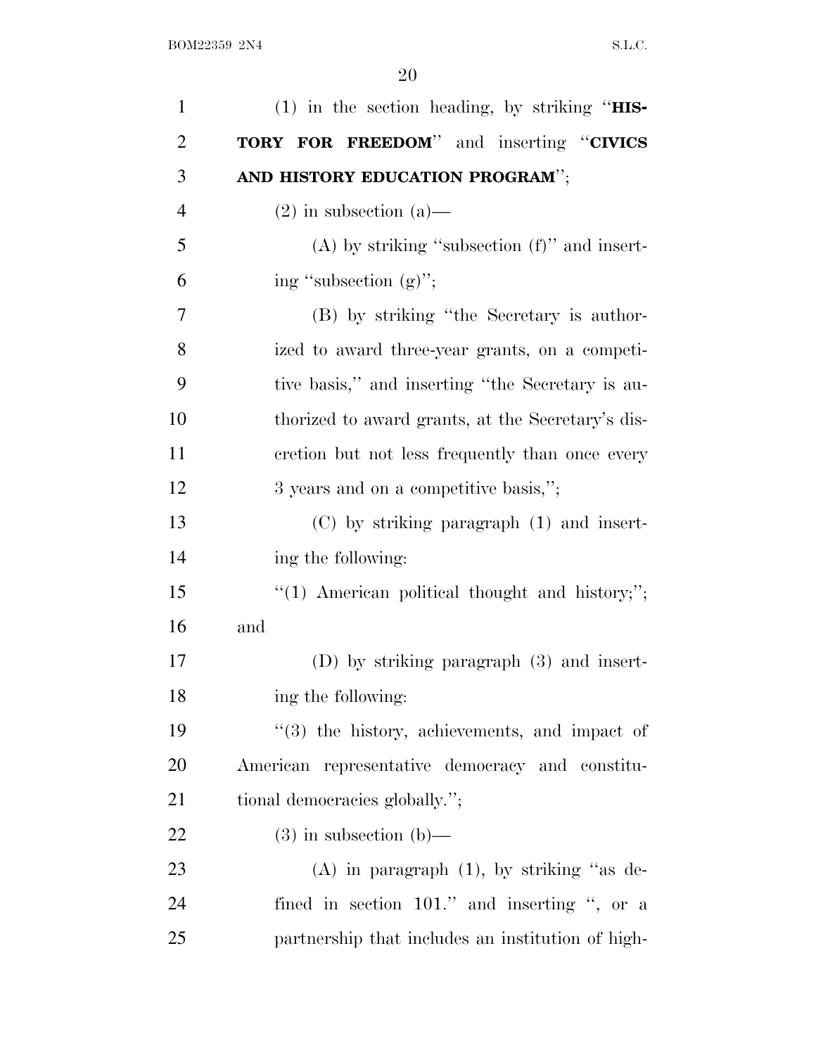(1) in the section heading, by striking "**HISTORY FOR FREEDOM**" and inserting "**CIVICS AND HISTORY EDUCATION PROGRAM**";

(2) in subsection (a)—

(A) by striking "subsection (f)" and inserting "subsection (g)";

(B) by striking "the Secretary is authorized to award three-year grants, on a competitive basis," and inserting "the Secretary is authorized to award grants, at the Secretary's discretion but not less frequently than once every 3 years and on a competitive basis,";

(C) by striking paragraph (1) and inserting the following:

"(1) American political thought and history;"; and

(D) by striking paragraph (3) and inserting the following:

"(3) the history, achievements, and impact of American representative democracy and constitutional democracies globally.";

(3) in subsection (b)—

(A) in paragraph (1), by striking "as defined in section 101." and inserting ", or a partnership that includes an institution of high-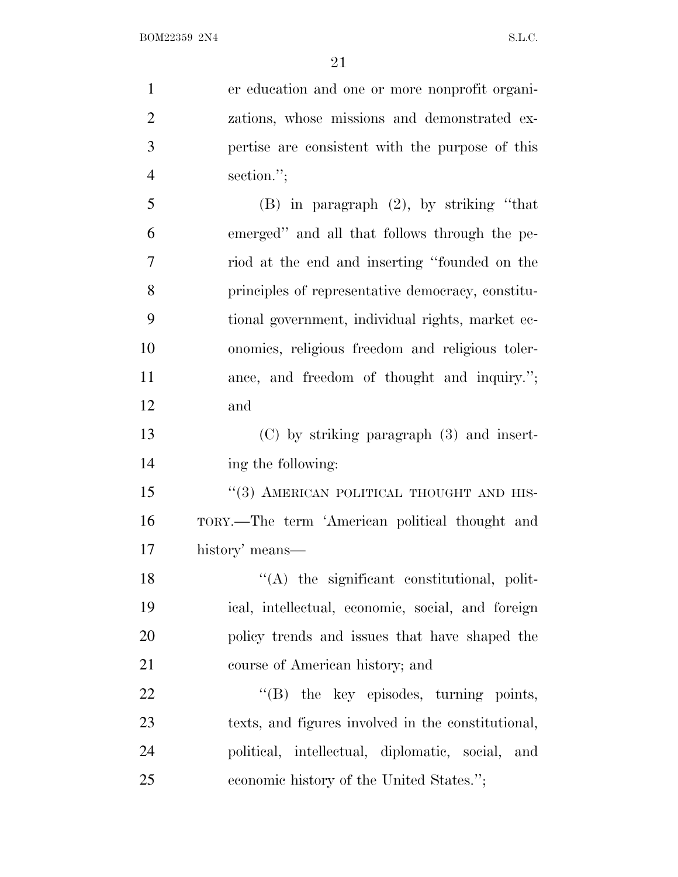er education and one or more nonprofit organizations, whose missions and demonstrated expertise are consistent with the purpose of this section.'';

(B) in paragraph (2), by striking ''that emerged'' and all that follows through the period at the end and inserting ''founded on the principles of representative democracy, constitutional government, individual rights, market economics, religious freedom and religious tolerance, and freedom of thought and inquiry.''; and

(C) by striking paragraph (3) and inserting the following:

''(3) AMERICAN POLITICAL THOUGHT AND HISTORY.—The term 'American political thought and history' means—

''(A) the significant constitutional, political, intellectual, economic, social, and foreign policy trends and issues that have shaped the course of American history; and

''(B) the key episodes, turning points, texts, and figures involved in the constitutional, political, intellectual, diplomatic, social, and economic history of the United States.'';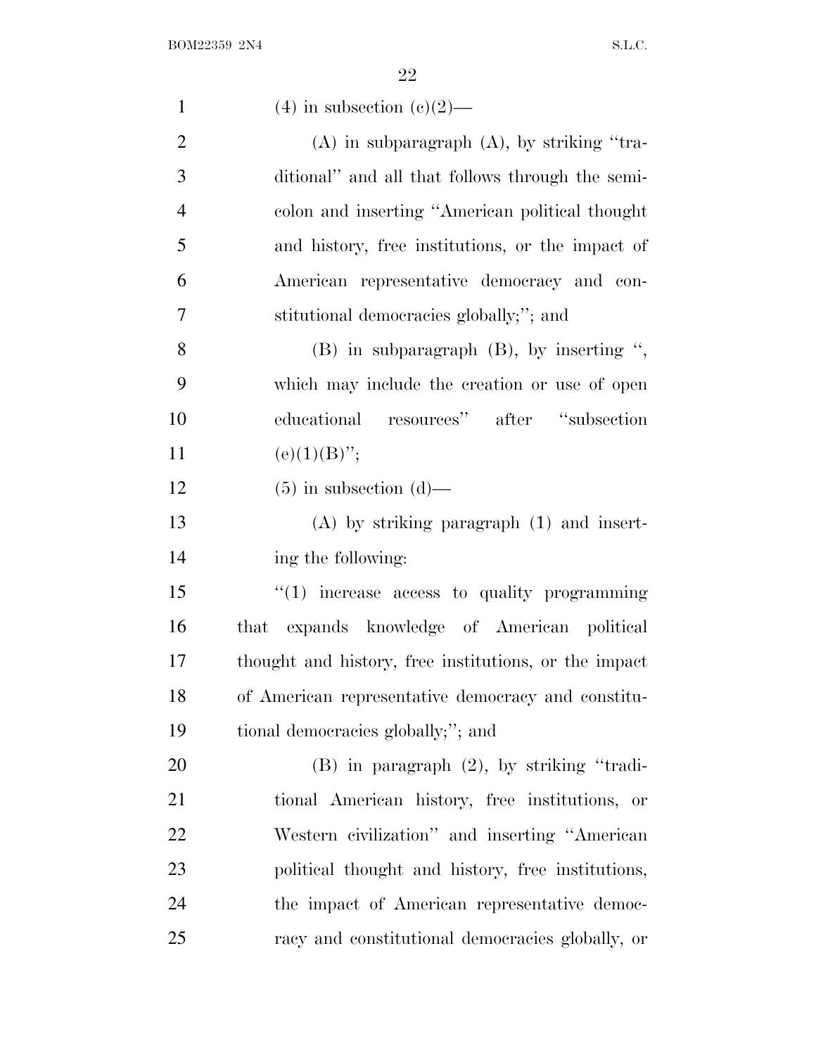(4) in subsection (c)(2)—

(A) in subparagraph (A), by striking ''traditional'' and all that follows through the semicolon and inserting ''American political thought and history, free institutions, or the impact of American representative democracy and constitutional democracies globally;''; and

(B) in subparagraph (B), by inserting '', which may include the creation or use of open educational resources'' after ''subsection (e)(1)(B)'';

(5) in subsection (d)—

(A) by striking paragraph (1) and inserting the following:

''(1) increase access to quality programming that expands knowledge of American political thought and history, free institutions, or the impact of American representative democracy and constitutional democracies globally;''; and

(B) in paragraph (2), by striking ''traditional American history, free institutions, or Western civilization'' and inserting ''American political thought and history, free institutions, the impact of American representative democracy and constitutional democracies globally, or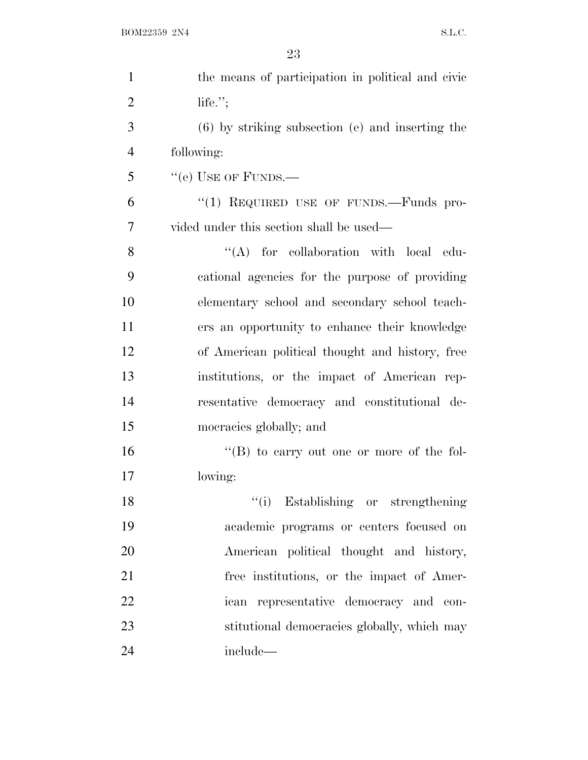the means of participation in political and civic life.'';

(6) by striking subsection (e) and inserting the following:

''(e) USE OF FUNDS.—

''(1) REQUIRED USE OF FUNDS.—Funds provided under this section shall be used—

''(A) for collaboration with local educational agencies for the purpose of providing elementary school and secondary school teachers an opportunity to enhance their knowledge of American political thought and history, free institutions, or the impact of American representative democracy and constitutional democracies globally; and

''(B) to carry out one or more of the following:

''(i) Establishing or strengthening academic programs or centers focused on American political thought and history, free institutions, or the impact of American representative democracy and constitutional democracies globally, which may include—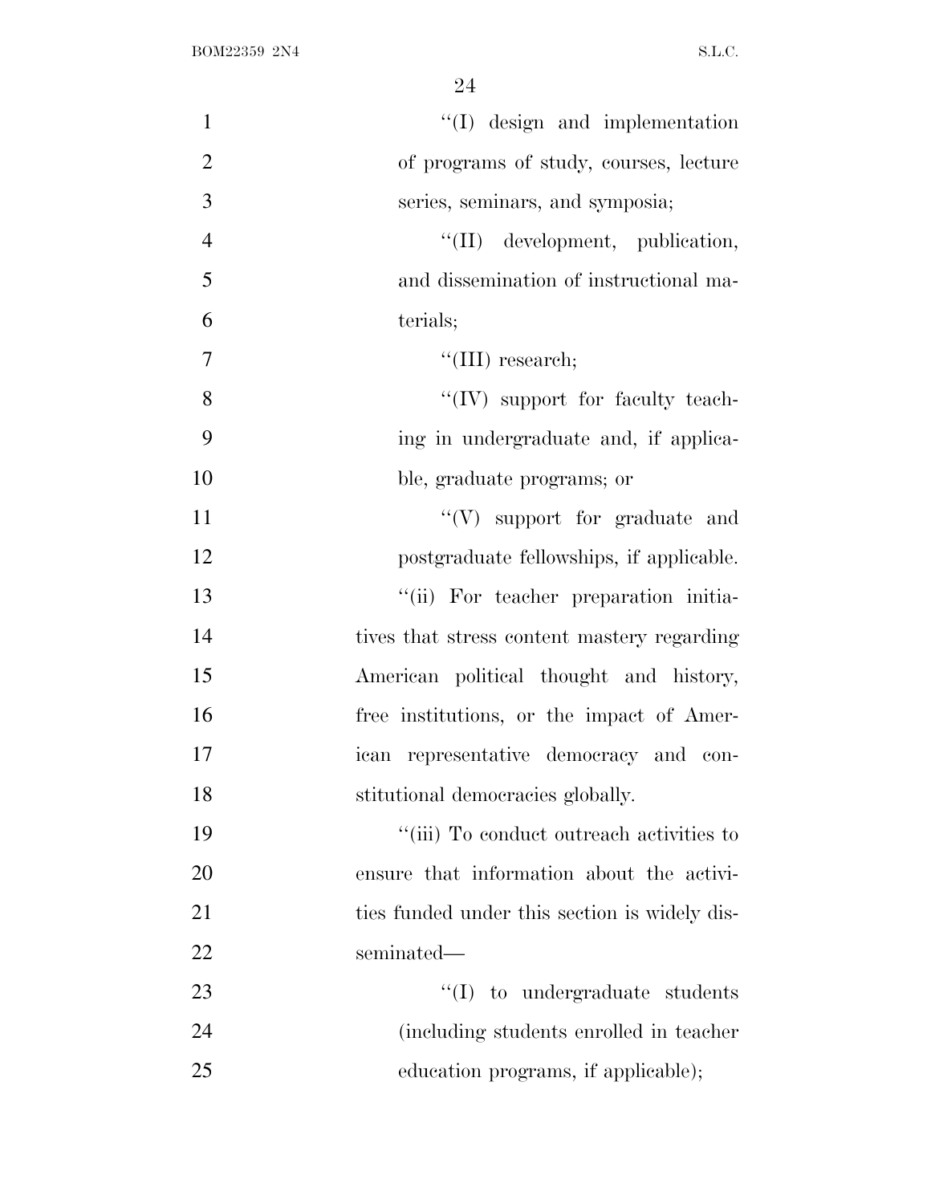"(I) design and implementation of programs of study, courses, lecture series, seminars, and symposia;

"(II) development, publication, and dissemination of instructional materials;

"(III) research;

"(IV) support for faculty teaching in undergraduate and, if applicable, graduate programs; or

"(V) support for graduate and postgraduate fellowships, if applicable.

"(ii) For teacher preparation initiatives that stress content mastery regarding American political thought and history, free institutions, or the impact of American representative democracy and constitutional democracies globally.

"(iii) To conduct outreach activities to ensure that information about the activities funded under this section is widely disseminated—

"(I) to undergraduate students (including students enrolled in teacher education programs, if applicable);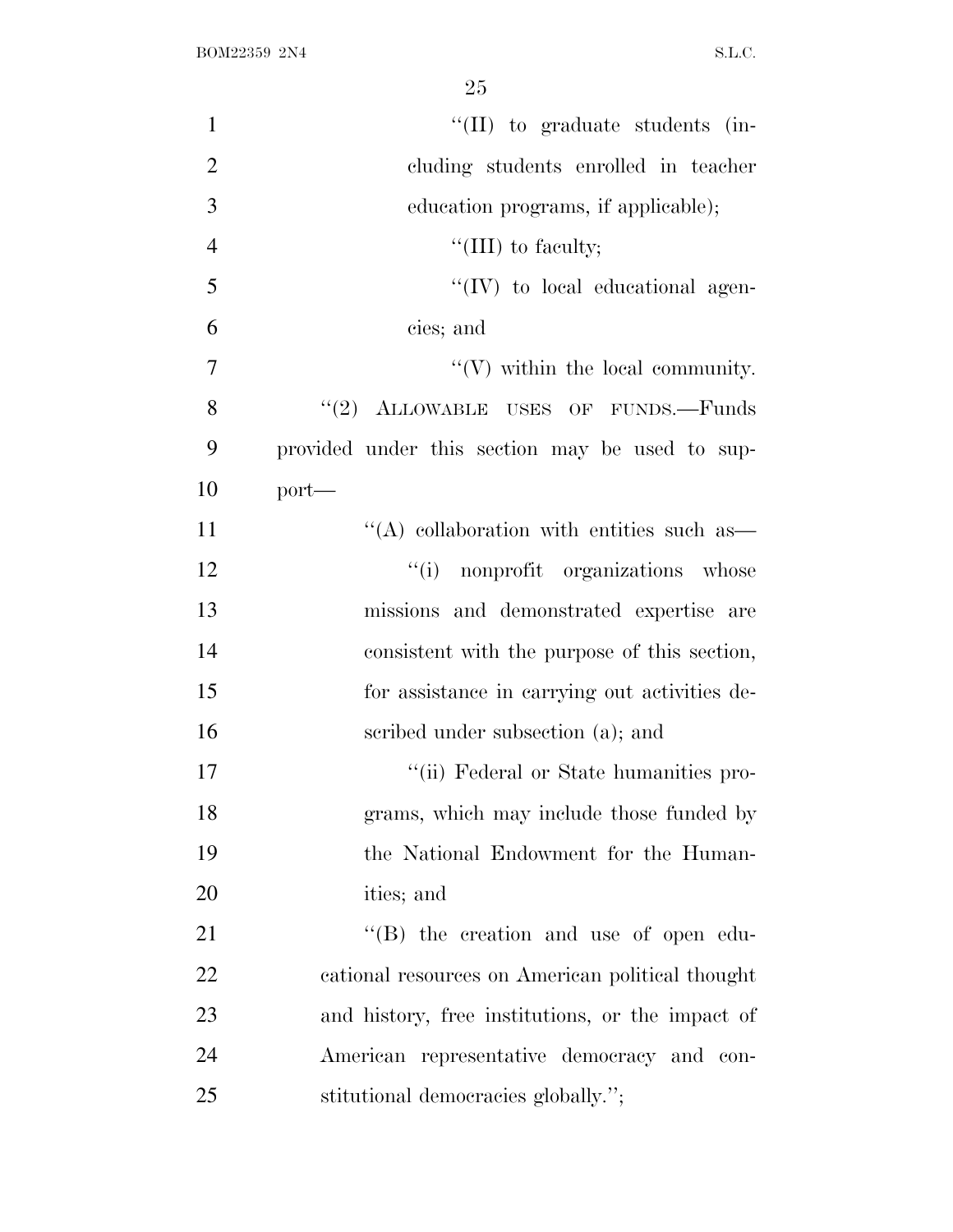''(II) to graduate students (including students enrolled in teacher education programs, if applicable);

''(III) to faculty;

''(IV) to local educational agencies; and

''(V) within the local community.

''(2) ALLOWABLE USES OF FUNDS.—Funds provided under this section may be used to support—

''(A) collaboration with entities such as—

''(i) nonprofit organizations whose missions and demonstrated expertise are consistent with the purpose of this section, for assistance in carrying out activities described under subsection (a); and

''(ii) Federal or State humanities programs, which may include those funded by the National Endowment for the Humanities; and

''(B) the creation and use of open educational resources on American political thought and history, free institutions, or the impact of American representative democracy and constitutional democracies globally.'';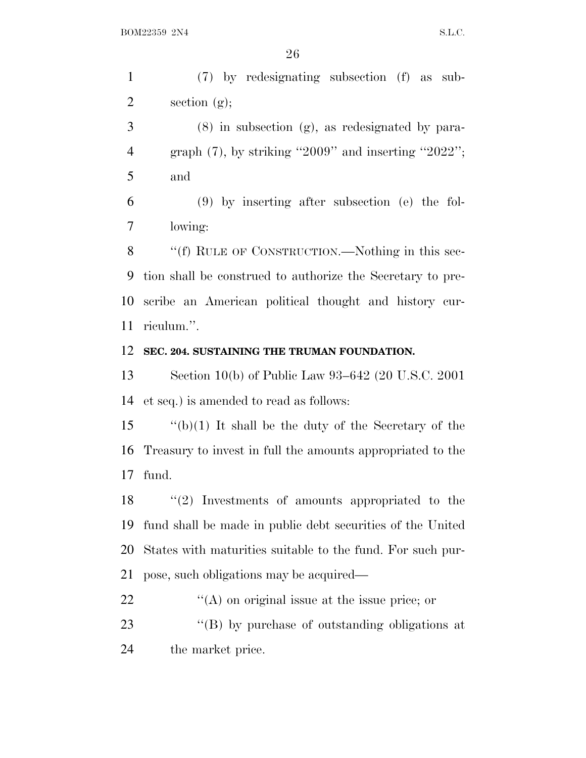(7) by redesignating subsection (f) as subsection (g);

(8) in subsection (g), as redesignated by paragraph (7), by striking "2009" and inserting "2022"; and

(9) by inserting after subsection (e) the following:

"(f) RULE OF CONSTRUCTION.—Nothing in this section shall be construed to authorize the Secretary to prescribe an American political thought and history curriculum.".

**SEC. 204. SUSTAINING THE TRUMAN FOUNDATION.**

Section 10(b) of Public Law 93–642 (20 U.S.C. 2001 et seq.) is amended to read as follows:

"(b)(1) It shall be the duty of the Secretary of the Treasury to invest in full the amounts appropriated to the fund.

"(2) Investments of amounts appropriated to the fund shall be made in public debt securities of the United States with maturities suitable to the fund. For such purpose, such obligations may be acquired—

"(A) on original issue at the issue price; or

"(B) by purchase of outstanding obligations at the market price.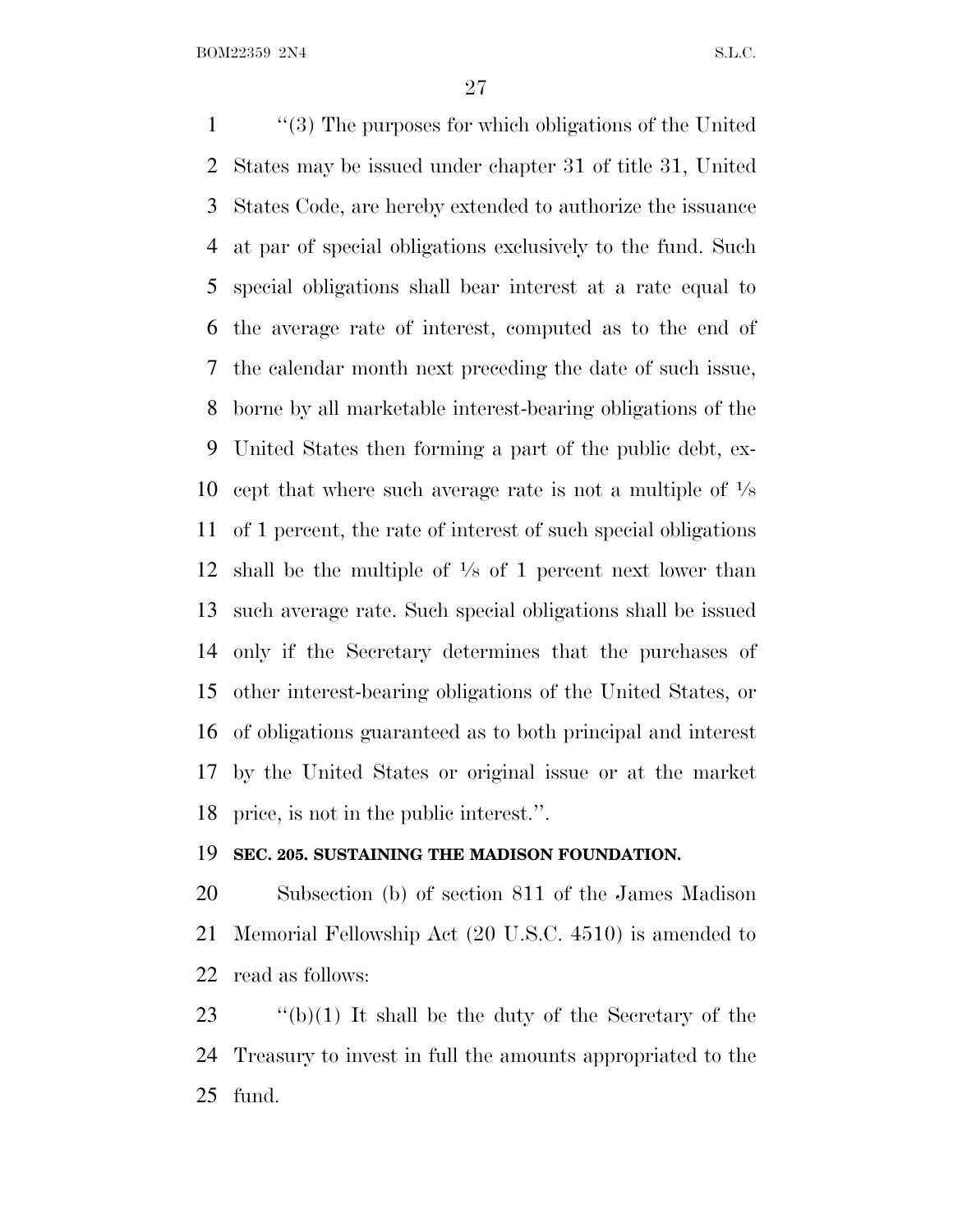"(3) The purposes for which obligations of the United States may be issued under chapter 31 of title 31, United States Code, are hereby extended to authorize the issuance at par of special obligations exclusively to the fund. Such special obligations shall bear interest at a rate equal to the average rate of interest, computed as to the end of the calendar month next preceding the date of such issue, borne by all marketable interest-bearing obligations of the United States then forming a part of the public debt, except that where such average rate is not a multiple of ⅛ of 1 percent, the rate of interest of such special obligations shall be the multiple of ⅛ of 1 percent next lower than such average rate. Such special obligations shall be issued only if the Secretary determines that the purchases of other interest-bearing obligations of the United States, or of obligations guaranteed as to both principal and interest by the United States or original issue or at the market price, is not in the public interest.".

**SEC. 205. SUSTAINING THE MADISON FOUNDATION.**

Subsection (b) of section 811 of the James Madison Memorial Fellowship Act (20 U.S.C. 4510) is amended to read as follows:

"(b)(1) It shall be the duty of the Secretary of the Treasury to invest in full the amounts appropriated to the fund.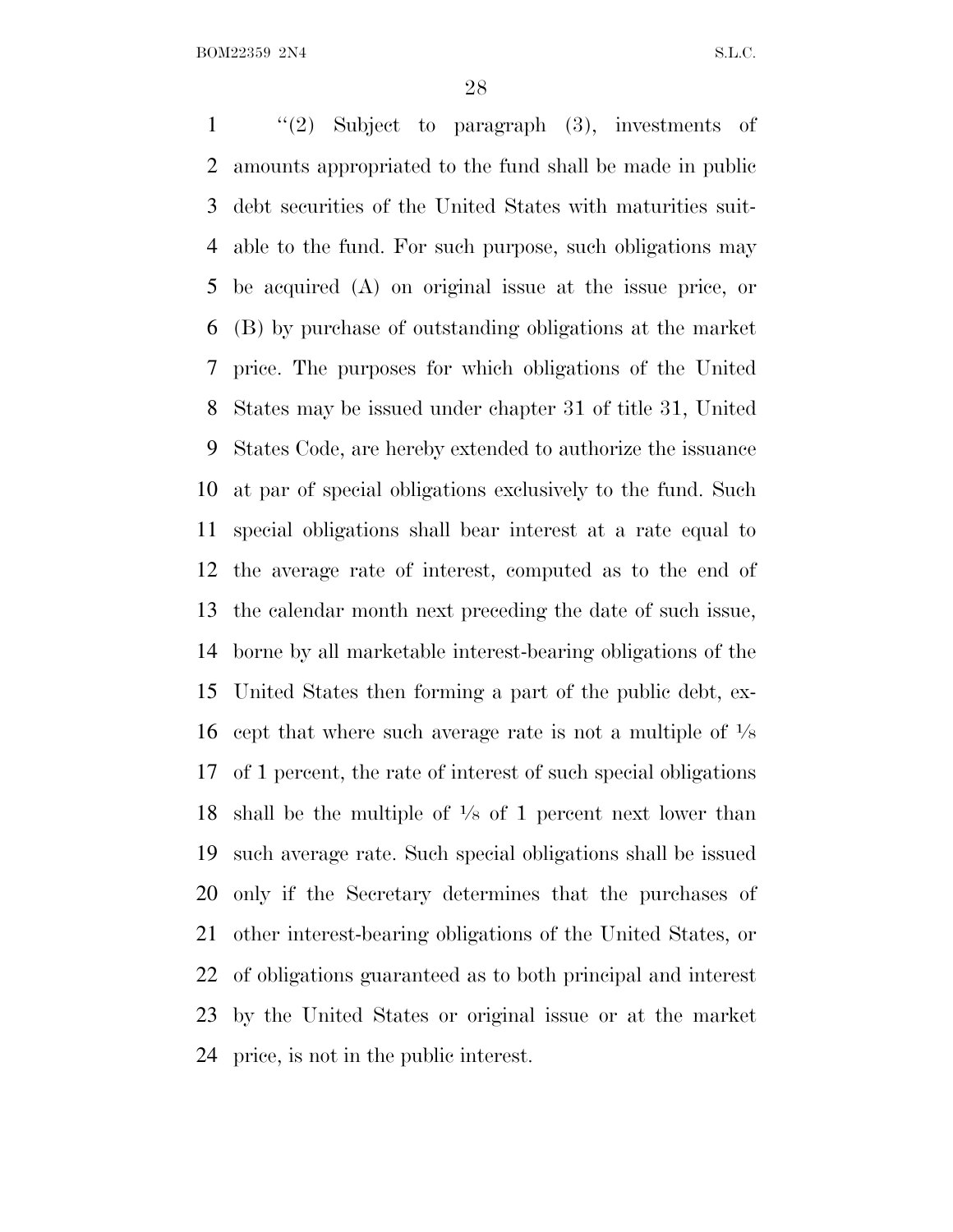"(2) Subject to paragraph (3), investments of amounts appropriated to the fund shall be made in public debt securities of the United States with maturities suitable to the fund. For such purpose, such obligations may be acquired (A) on original issue at the issue price, or (B) by purchase of outstanding obligations at the market price. The purposes for which obligations of the United States may be issued under chapter 31 of title 31, United States Code, are hereby extended to authorize the issuance at par of special obligations exclusively to the fund. Such special obligations shall bear interest at a rate equal to the average rate of interest, computed as to the end of the calendar month next preceding the date of such issue, borne by all marketable interest-bearing obligations of the United States then forming a part of the public debt, except that where such average rate is not a multiple of ⅛ of 1 percent, the rate of interest of such special obligations shall be the multiple of ⅛ of 1 percent next lower than such average rate. Such special obligations shall be issued only if the Secretary determines that the purchases of other interest-bearing obligations of the United States, or of obligations guaranteed as to both principal and interest by the United States or original issue or at the market price, is not in the public interest.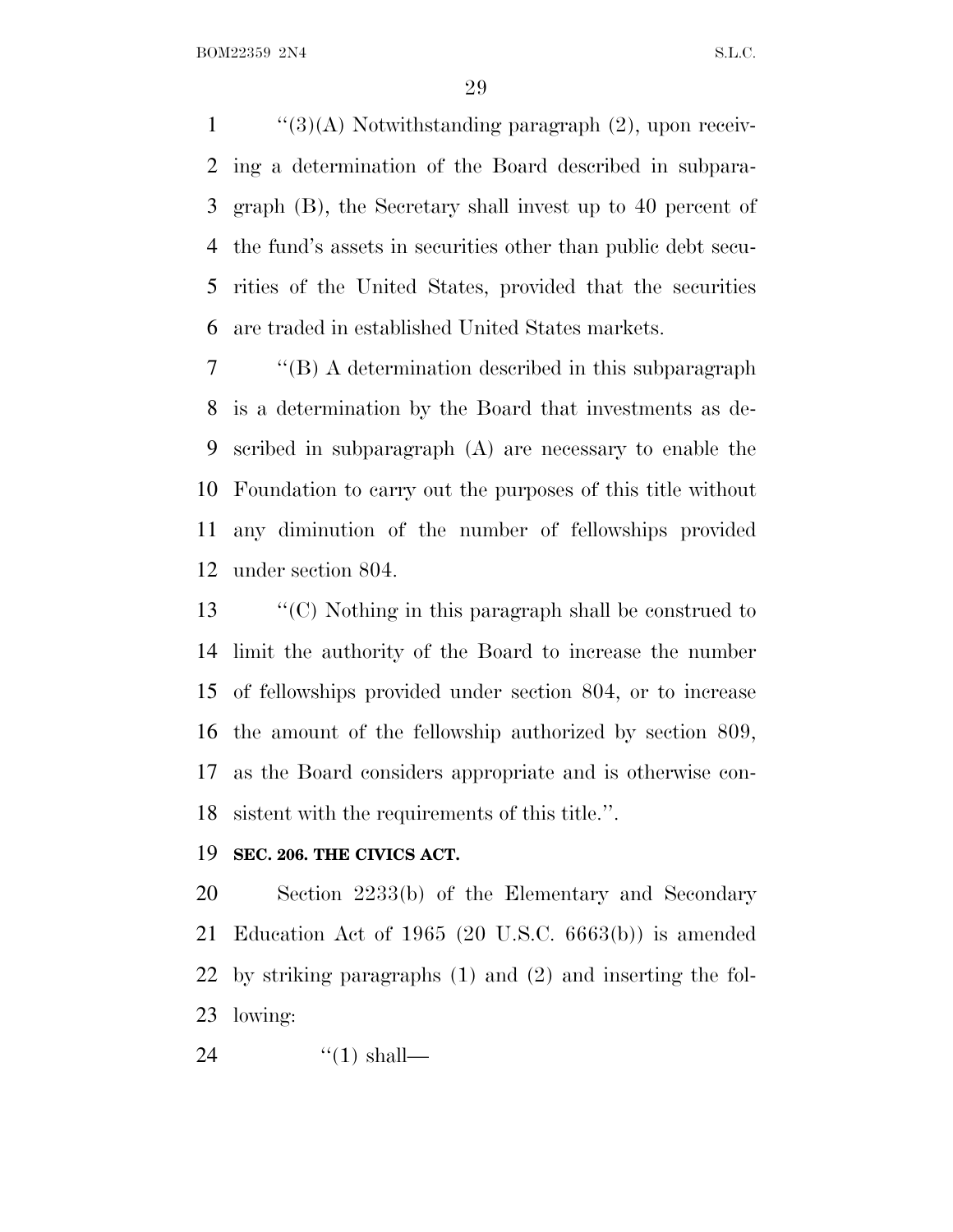"(3)(A) Notwithstanding paragraph (2), upon receiving a determination of the Board described in subparagraph (B), the Secretary shall invest up to 40 percent of the fund's assets in securities other than public debt securities of the United States, provided that the securities are traded in established United States markets.

"(B) A determination described in this subparagraph is a determination by the Board that investments as described in subparagraph (A) are necessary to enable the Foundation to carry out the purposes of this title without any diminution of the number of fellowships provided under section 804.

"(C) Nothing in this paragraph shall be construed to limit the authority of the Board to increase the number of fellowships provided under section 804, or to increase the amount of the fellowship authorized by section 809, as the Board considers appropriate and is otherwise consistent with the requirements of this title.".

**SEC. 206. THE CIVICS ACT.**

Section 2233(b) of the Elementary and Secondary Education Act of 1965 (20 U.S.C. 6663(b)) is amended by striking paragraphs (1) and (2) and inserting the following:

"(1) shall—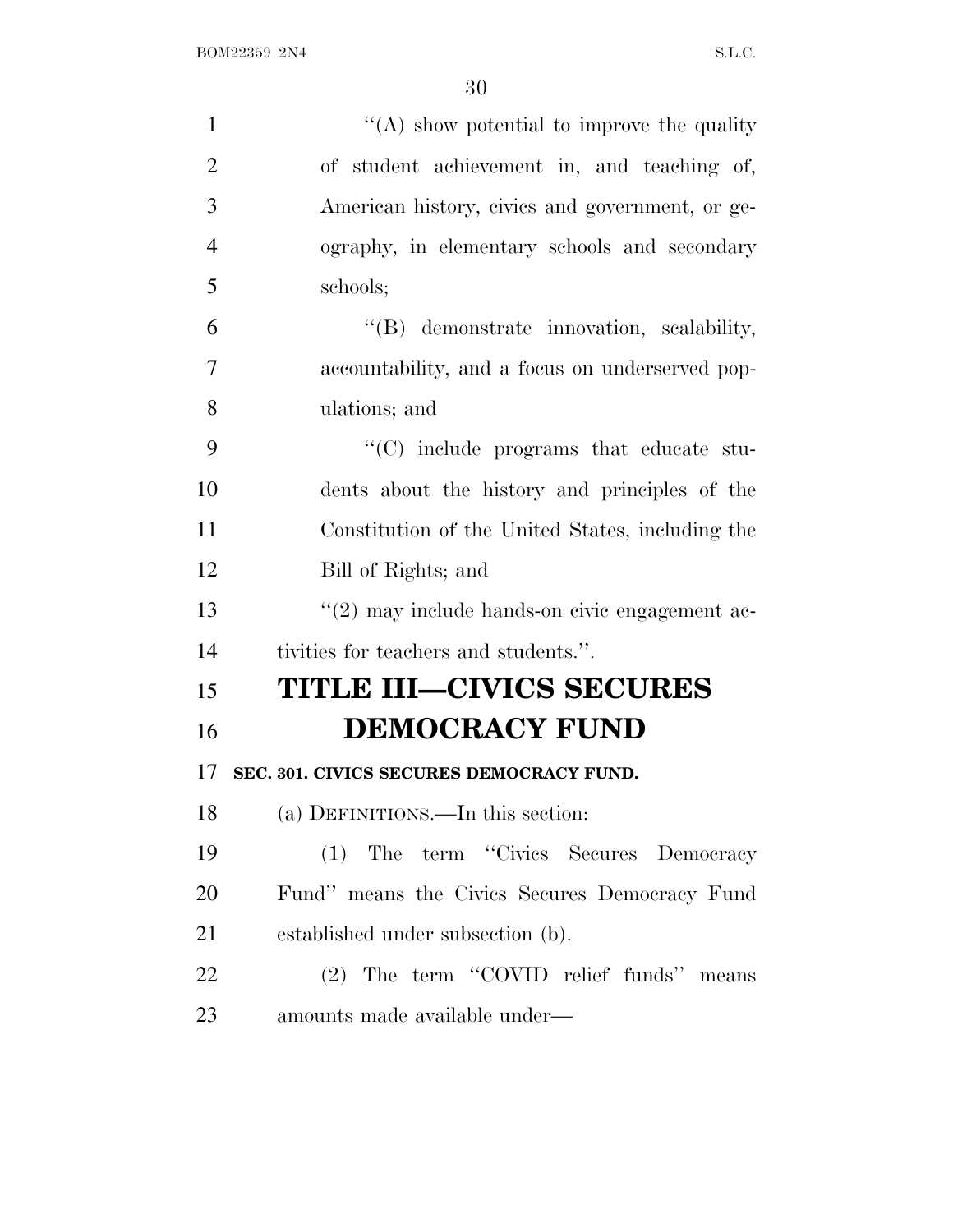"(A) show potential to improve the quality of student achievement in, and teaching of, American history, civics and government, or geography, in elementary schools and secondary schools;

"(B) demonstrate innovation, scalability, accountability, and a focus on underserved populations; and

"(C) include programs that educate students about the history and principles of the Constitution of the United States, including the Bill of Rights; and

"(2) may include hands-on civic engagement activities for teachers and students.".

# TITLE III—CIVICS SECURES DEMOCRACY FUND

**SEC. 301. CIVICS SECURES DEMOCRACY FUND.**

(a) DEFINITIONS.—In this section:

(1) The term "Civics Secures Democracy Fund" means the Civics Secures Democracy Fund established under subsection (b).

(2) The term "COVID relief funds" means amounts made available under—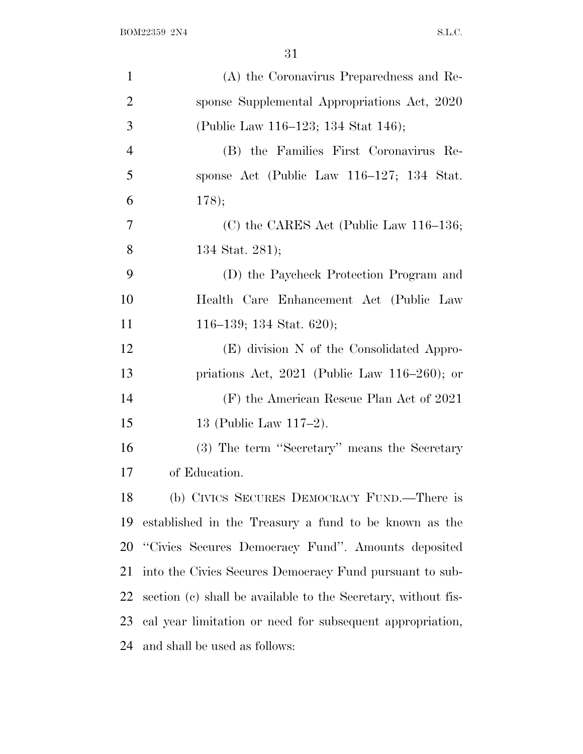(A) the Coronavirus Preparedness and Response Supplemental Appropriations Act, 2020 (Public Law 116–123; 134 Stat 146);

(B) the Families First Coronavirus Response Act (Public Law 116–127; 134 Stat. 178);

(C) the CARES Act (Public Law 116–136; 134 Stat. 281);

(D) the Paycheck Protection Program and Health Care Enhancement Act (Public Law 116–139; 134 Stat. 620);

(E) division N of the Consolidated Appropriations Act, 2021 (Public Law 116–260); or

(F) the American Rescue Plan Act of 2021 13 (Public Law 117–2).

(3) The term ''Secretary'' means the Secretary of Education.

(b) CIVICS SECURES DEMOCRACY FUND.—There is established in the Treasury a fund to be known as the ''Civics Secures Democracy Fund''. Amounts deposited into the Civics Secures Democracy Fund pursuant to subsection (c) shall be available to the Secretary, without fiscal year limitation or need for subsequent appropriation, and shall be used as follows: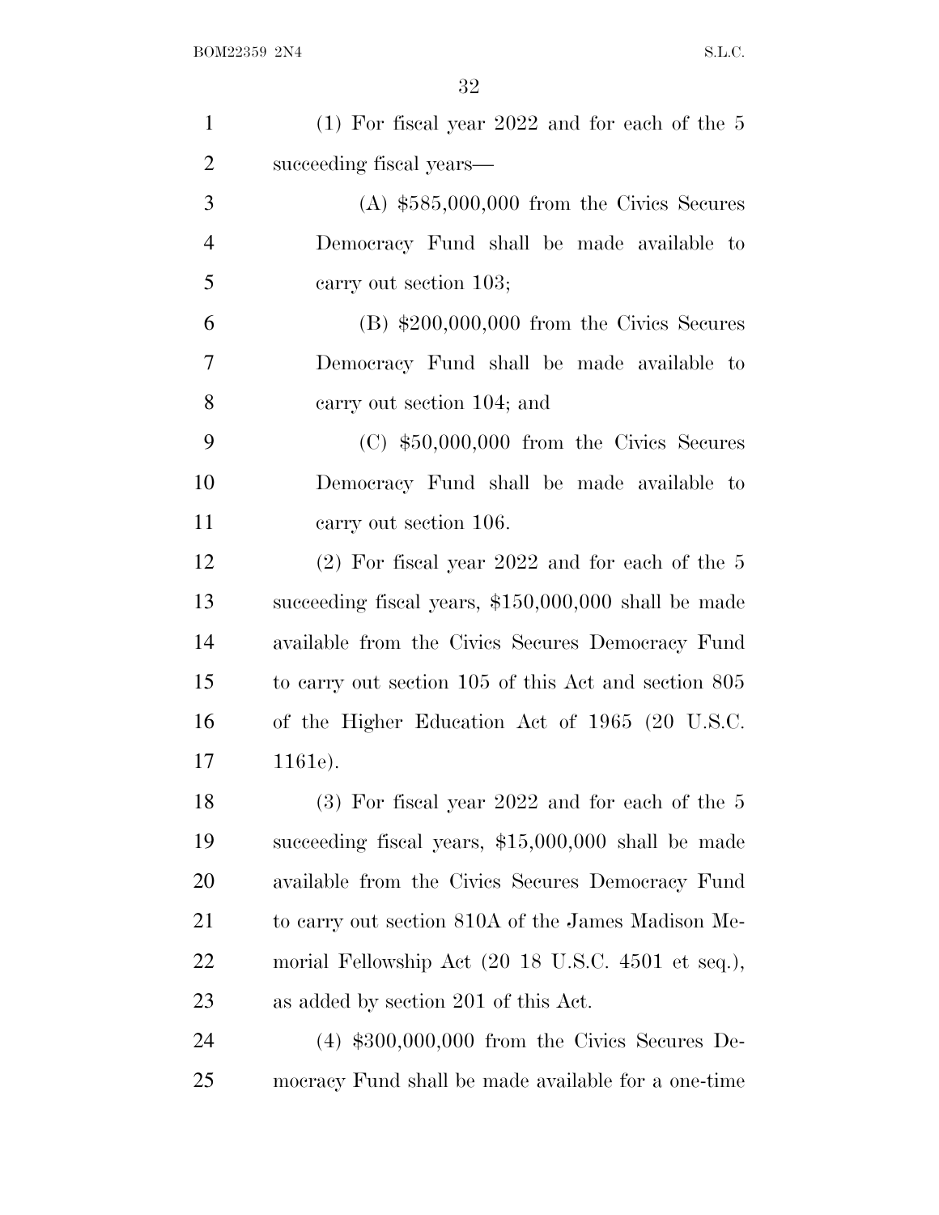(1) For fiscal year 2022 and for each of the 5 succeeding fiscal years—

(A) $585,000,000 from the Civics Secures Democracy Fund shall be made available to carry out section 103;

(B) $200,000,000 from the Civics Secures Democracy Fund shall be made available to carry out section 104; and

(C) $50,000,000 from the Civics Secures Democracy Fund shall be made available to carry out section 106.

(2) For fiscal year 2022 and for each of the 5 succeeding fiscal years, $150,000,000 shall be made available from the Civics Secures Democracy Fund to carry out section 105 of this Act and section 805 of the Higher Education Act of 1965 (20 U.S.C. 1161e).

(3) For fiscal year 2022 and for each of the 5 succeeding fiscal years, $15,000,000 shall be made available from the Civics Secures Democracy Fund to carry out section 810A of the James Madison Memorial Fellowship Act (20 18 U.S.C. 4501 et seq.), as added by section 201 of this Act.

(4) $300,000,000 from the Civics Secures Democracy Fund shall be made available for a one-time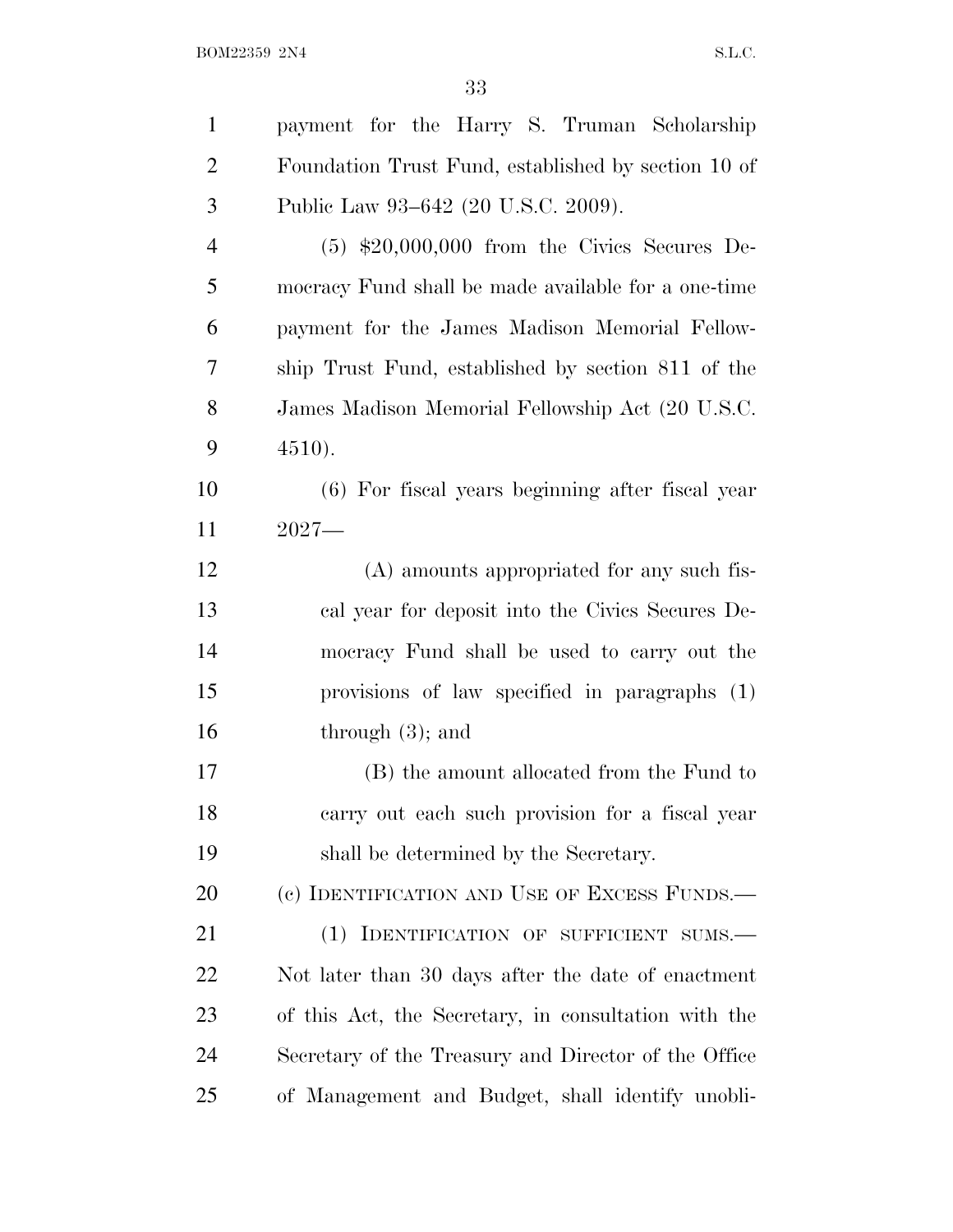payment for the Harry S. Truman Scholarship Foundation Trust Fund, established by section 10 of Public Law 93–642 (20 U.S.C. 2009).

(5) $20,000,000 from the Civics Secures Democracy Fund shall be made available for a one-time payment for the James Madison Memorial Fellowship Trust Fund, established by section 811 of the James Madison Memorial Fellowship Act (20 U.S.C. 4510).

(6) For fiscal years beginning after fiscal year 2027—

(A) amounts appropriated for any such fiscal year for deposit into the Civics Secures Democracy Fund shall be used to carry out the provisions of law specified in paragraphs (1) through (3); and

(B) the amount allocated from the Fund to carry out each such provision for a fiscal year shall be determined by the Secretary.

(c) IDENTIFICATION AND USE OF EXCESS FUNDS.—

(1) IDENTIFICATION OF SUFFICIENT SUMS.—Not later than 30 days after the date of enactment of this Act, the Secretary, in consultation with the Secretary of the Treasury and Director of the Office of Management and Budget, shall identify unobli-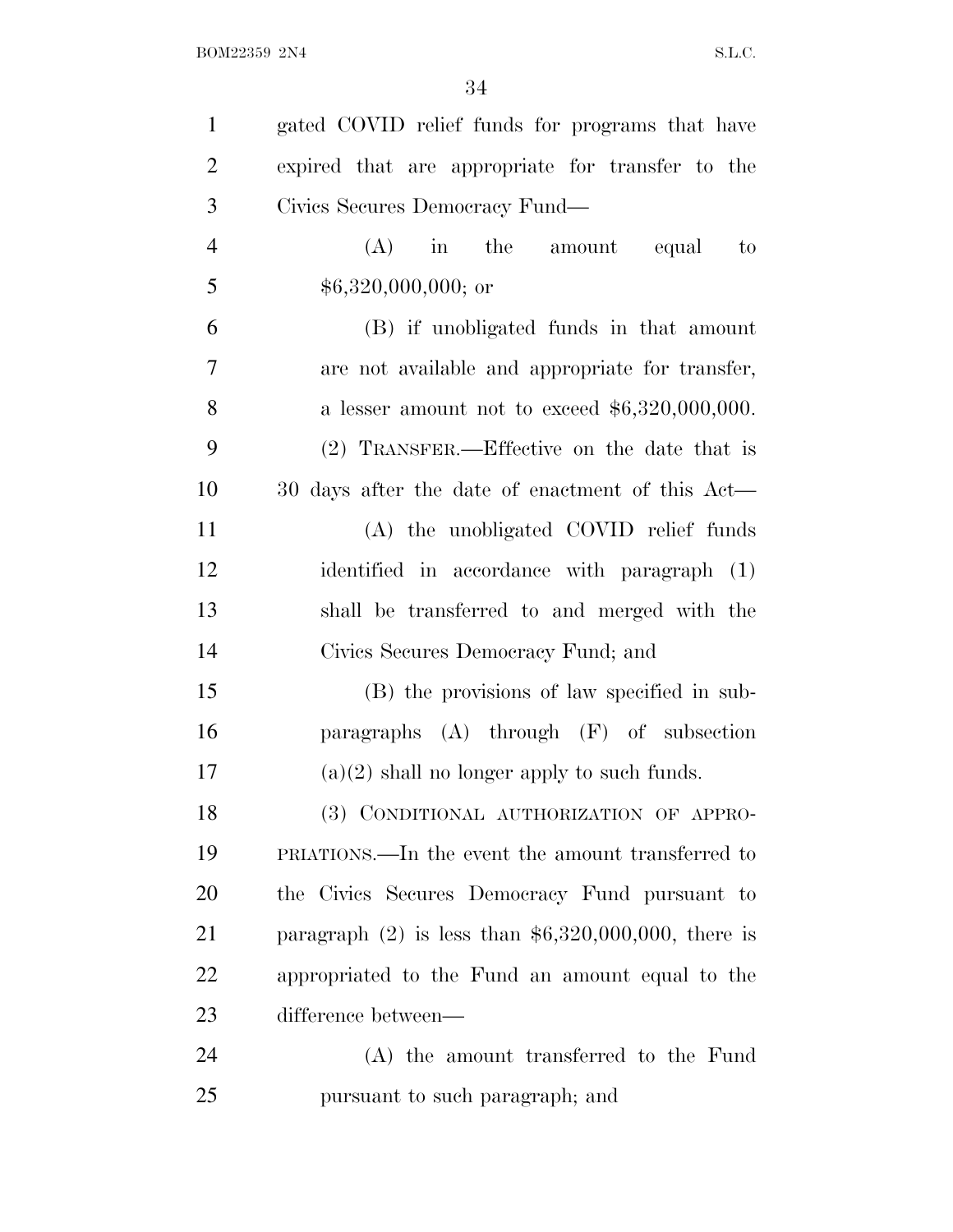gated COVID relief funds for programs that have expired that are appropriate for transfer to the Civics Secures Democracy Fund—

(A) in the amount equal to $6,320,000,000; or

(B) if unobligated funds in that amount are not available and appropriate for transfer, a lesser amount not to exceed $6,320,000,000.

(2) TRANSFER.—Effective on the date that is 30 days after the date of enactment of this Act—

(A) the unobligated COVID relief funds identified in accordance with paragraph (1) shall be transferred to and merged with the Civics Secures Democracy Fund; and

(B) the provisions of law specified in subparagraphs (A) through (F) of subsection (a)(2) shall no longer apply to such funds.

(3) CONDITIONAL AUTHORIZATION OF APPROPRIATIONS.—In the event the amount transferred to the Civics Secures Democracy Fund pursuant to paragraph (2) is less than $6,320,000,000, there is appropriated to the Fund an amount equal to the difference between—

(A) the amount transferred to the Fund pursuant to such paragraph; and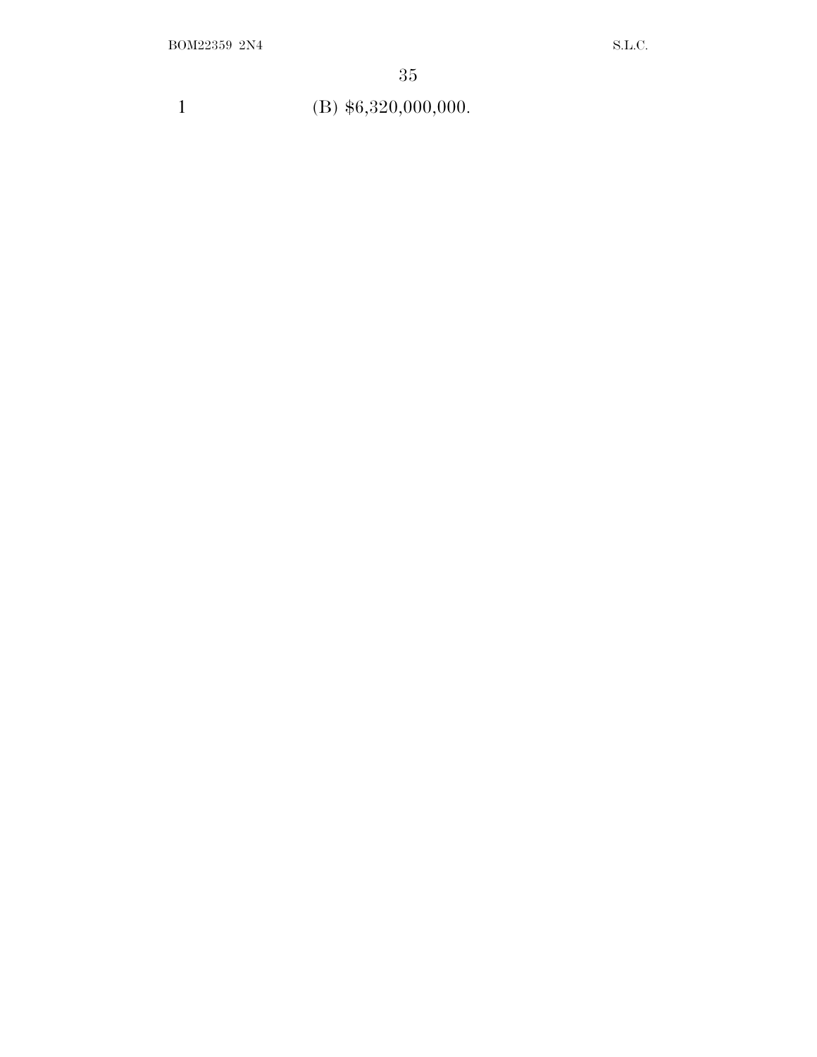(B) $6,320,000,000.